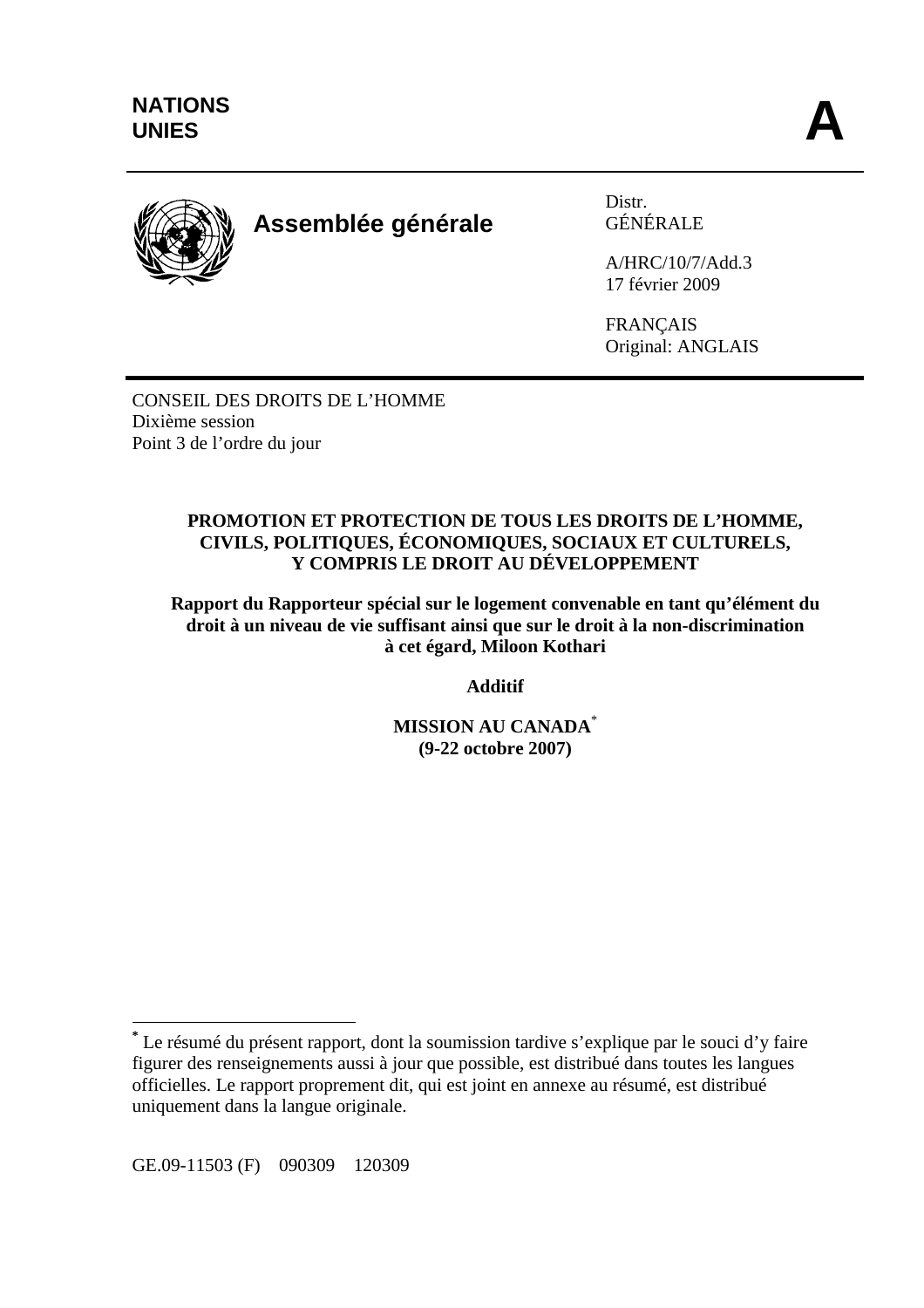**NATIONS UNIES** **A**

# Assemblée générale

Distr.
GÉNÉRALE

A/HRC/10/7/Add.3
17 février 2009

FRANÇAIS
Original: ANGLAIS

CONSEIL DES DROITS DE L'HOMME
Dixième session
Point 3 de l'ordre du jour

## PROMOTION ET PROTECTION DE TOUS LES DROITS DE L'HOMME, CIVILS, POLITIQUES, ÉCONOMIQUES, SOCIAUX ET CULTURELS, Y COMPRIS LE DROIT AU DÉVELOPPEMENT

### Rapport du Rapporteur spécial sur le logement convenable en tant qu'élément du droit à un niveau de vie suffisant ainsi que sur le droit à la non-discrimination à cet égard, Miloon Kothari

**Additif**

**MISSION AU CANADA*** 
**(9-22 octobre 2007)**

---

* Le résumé du présent rapport, dont la soumission tardive s'explique par le souci d'y faire figurer des renseignements aussi à jour que possible, est distribué dans toutes les langues officielles. Le rapport proprement dit, qui est joint en annexe au résumé, est distribué uniquement dans la langue originale.

GE.09-11503 (F) 090309 120309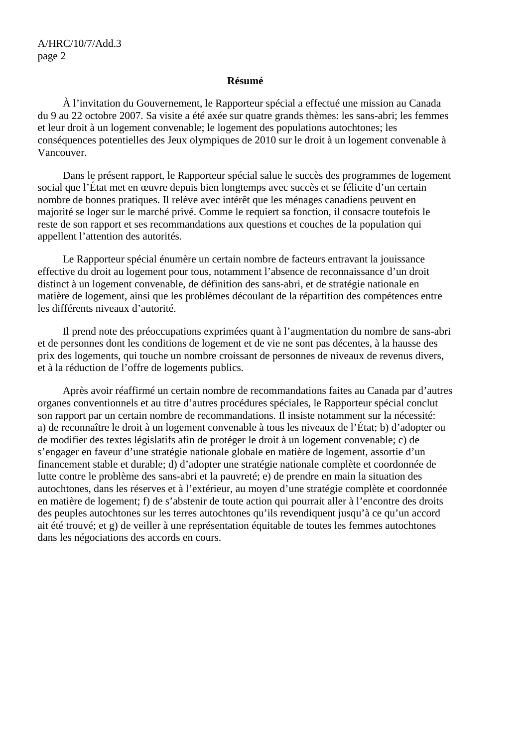**Résumé**

À l’invitation du Gouvernement, le Rapporteur spécial a effectué une mission au Canada du 9 au 22 octobre 2007. Sa visite a été axée sur quatre grands thèmes: les sans-abri; les femmes et leur droit à un logement convenable; le logement des populations autochtones; les conséquences potentielles des Jeux olympiques de 2010 sur le droit à un logement convenable à Vancouver.

Dans le présent rapport, le Rapporteur spécial salue le succès des programmes de logement social que l’État met en œuvre depuis bien longtemps avec succès et se félicite d’un certain nombre de bonnes pratiques. Il relève avec intérêt que les ménages canadiens peuvent en majorité se loger sur le marché privé. Comme le requiert sa fonction, il consacre toutefois le reste de son rapport et ses recommandations aux questions et couches de la population qui appellent l’attention des autorités.

Le Rapporteur spécial énumère un certain nombre de facteurs entravant la jouissance effective du droit au logement pour tous, notamment l’absence de reconnaissance d’un droit distinct à un logement convenable, de définition des sans-abri, et de stratégie nationale en matière de logement, ainsi que les problèmes découlant de la répartition des compétences entre les différents niveaux d’autorité.

Il prend note des préoccupations exprimées quant à l’augmentation du nombre de sans-abri et de personnes dont les conditions de logement et de vie ne sont pas décentes, à la hausse des prix des logements, qui touche un nombre croissant de personnes de niveaux de revenus divers, et à la réduction de l’offre de logements publics.

Après avoir réaffirmé un certain nombre de recommandations faites au Canada par d’autres organes conventionnels et au titre d’autres procédures spéciales, le Rapporteur spécial conclut son rapport par un certain nombre de recommandations. Il insiste notamment sur la nécessité: a) de reconnaître le droit à un logement convenable à tous les niveaux de l’État; b) d’adopter ou de modifier des textes législatifs afin de protéger le droit à un logement convenable; c) de s’engager en faveur d’une stratégie nationale globale en matière de logement, assortie d’un financement stable et durable; d) d’adopter une stratégie nationale complète et coordonnée de lutte contre le problème des sans-abri et la pauvreté; e) de prendre en main la situation des autochtones, dans les réserves et à l’extérieur, au moyen d’une stratégie complète et coordonnée en matière de logement; f) de s’abstenir de toute action qui pourrait aller à l’encontre des droits des peuples autochtones sur les terres autochtones qu’ils revendiquent jusqu’à ce qu’un accord ait été trouvé; et g) de veiller à une représentation équitable de toutes les femmes autochtones dans les négociations des accords en cours.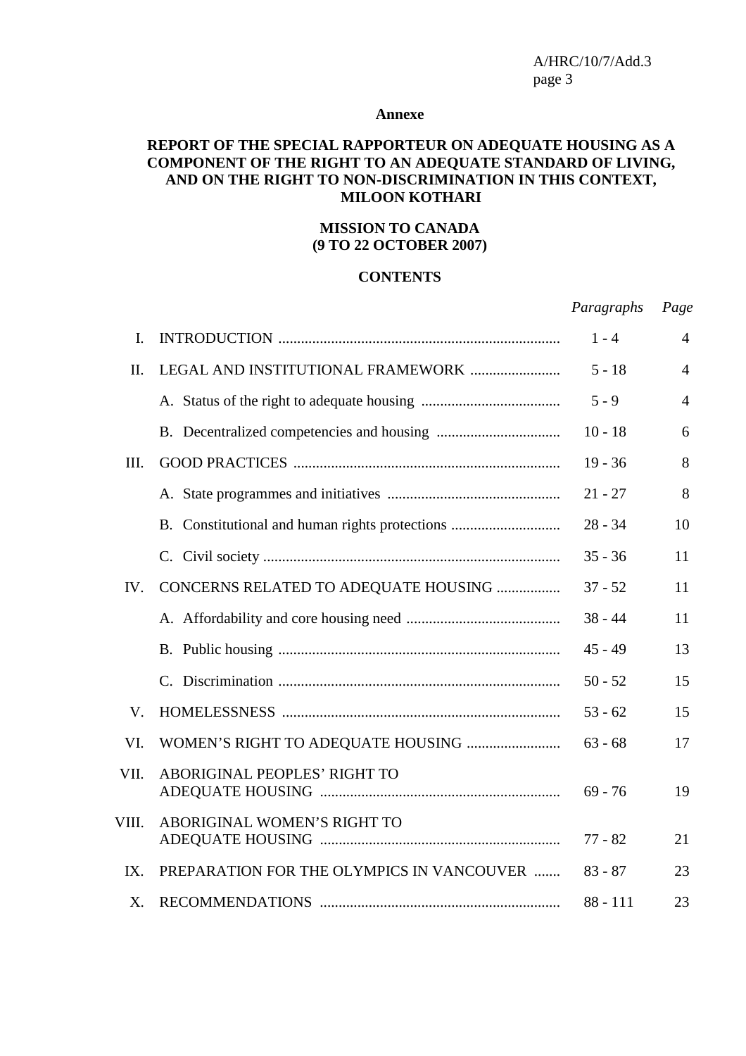**Annexe**

# REPORT OF THE SPECIAL RAPPORTEUR ON ADEQUATE HOUSING AS A COMPONENT OF THE RIGHT TO AN ADEQUATE STANDARD OF LIVING, AND ON THE RIGHT TO NON-DISCRIMINATION IN THIS CONTEXT, MILOON KOTHARI

## MISSION TO CANADA (9 TO 22 OCTOBER 2007)

## CONTENTS

| | | *Paragraphs* | *Page* |
|---|---|---|---|
| I. | INTRODUCTION | 1 - 4 | 4 |
| II. | LEGAL AND INSTITUTIONAL FRAMEWORK | 5 - 18 | 4 |
| | A. Status of the right to adequate housing | 5 - 9 | 4 |
| | B. Decentralized competencies and housing | 10 - 18 | 6 |
| III. | GOOD PRACTICES | 19 - 36 | 8 |
| | A. State programmes and initiatives | 21 - 27 | 8 |
| | B. Constitutional and human rights protections | 28 - 34 | 10 |
| | C. Civil society | 35 - 36 | 11 |
| IV. | CONCERNS RELATED TO ADEQUATE HOUSING | 37 - 52 | 11 |
| | A. Affordability and core housing need | 38 - 44 | 11 |
| | B. Public housing | 45 - 49 | 13 |
| | C. Discrimination | 50 - 52 | 15 |
| V. | HOMELESSNESS | 53 - 62 | 15 |
| VI. | WOMEN'S RIGHT TO ADEQUATE HOUSING | 63 - 68 | 17 |
| VII. | ABORIGINAL PEOPLES' RIGHT TO ADEQUATE HOUSING | 69 - 76 | 19 |
| VIII. | ABORIGINAL WOMEN'S RIGHT TO ADEQUATE HOUSING | 77 - 82 | 21 |
| IX. | PREPARATION FOR THE OLYMPICS IN VANCOUVER | 83 - 87 | 23 |
| X. | RECOMMENDATIONS | 88 - 111 | 23 |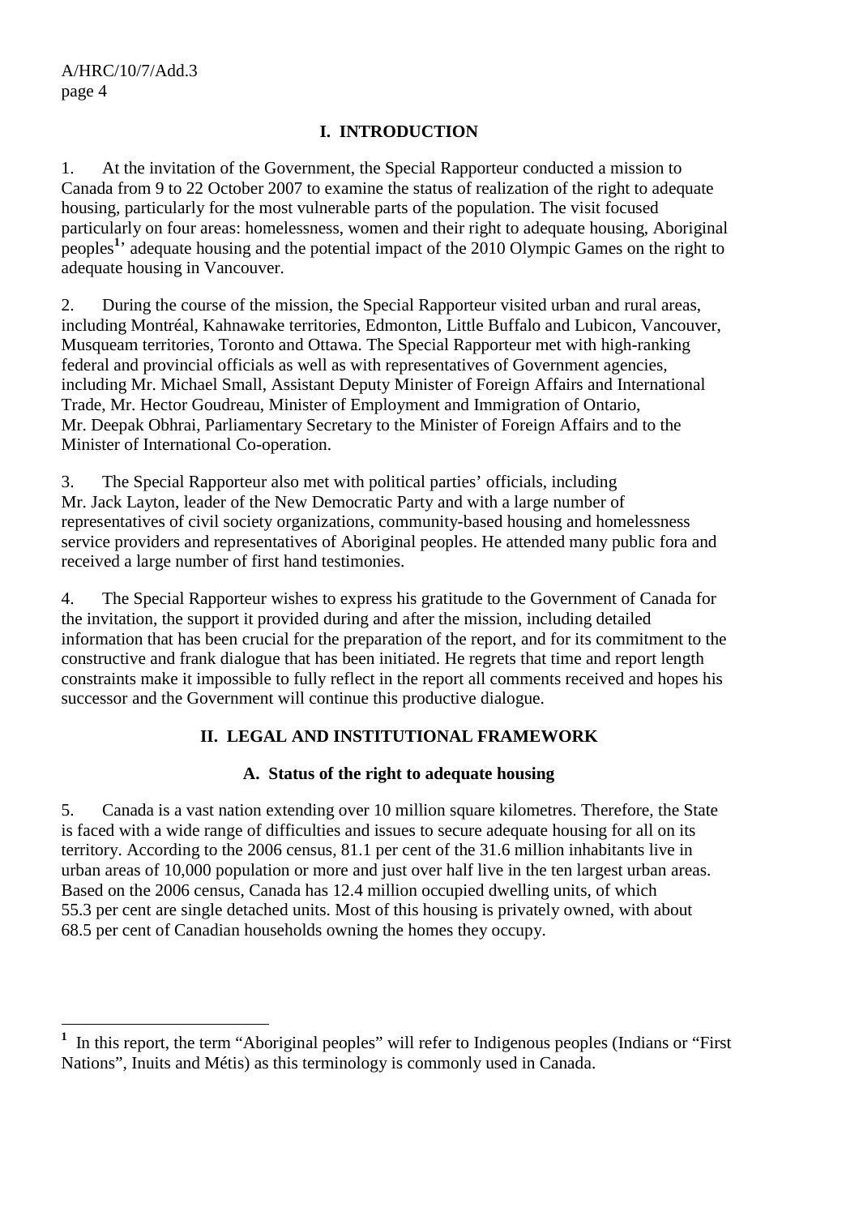# I. INTRODUCTION

1. At the invitation of the Government, the Special Rapporteur conducted a mission to Canada from 9 to 22 October 2007 to examine the status of realization of the right to adequate housing, particularly for the most vulnerable parts of the population. The visit focused particularly on four areas: homelessness, women and their right to adequate housing, Aboriginal peoples[1]' adequate housing and the potential impact of the 2010 Olympic Games on the right to adequate housing in Vancouver.

2. During the course of the mission, the Special Rapporteur visited urban and rural areas, including Montréal, Kahnawake territories, Edmonton, Little Buffalo and Lubicon, Vancouver, Musqueam territories, Toronto and Ottawa. The Special Rapporteur met with high-ranking federal and provincial officials as well as with representatives of Government agencies, including Mr. Michael Small, Assistant Deputy Minister of Foreign Affairs and International Trade, Mr. Hector Goudreau, Minister of Employment and Immigration of Ontario, Mr. Deepak Obhrai, Parliamentary Secretary to the Minister of Foreign Affairs and to the Minister of International Co-operation.

3. The Special Rapporteur also met with political parties' officials, including Mr. Jack Layton, leader of the New Democratic Party and with a large number of representatives of civil society organizations, community-based housing and homelessness service providers and representatives of Aboriginal peoples. He attended many public fora and received a large number of first hand testimonies.

4. The Special Rapporteur wishes to express his gratitude to the Government of Canada for the invitation, the support it provided during and after the mission, including detailed information that has been crucial for the preparation of the report, and for its commitment to the constructive and frank dialogue that has been initiated. He regrets that time and report length constraints make it impossible to fully reflect in the report all comments received and hopes his successor and the Government will continue this productive dialogue.

# II. LEGAL AND INSTITUTIONAL FRAMEWORK

## A. Status of the right to adequate housing

5. Canada is a vast nation extending over 10 million square kilometres. Therefore, the State is faced with a wide range of difficulties and issues to secure adequate housing for all on its territory. According to the 2006 census, 81.1 per cent of the 31.6 million inhabitants live in urban areas of 10,000 population or more and just over half live in the ten largest urban areas. Based on the 2006 census, Canada has 12.4 million occupied dwelling units, of which 55.3 per cent are single detached units. Most of this housing is privately owned, with about 68.5 per cent of Canadian households owning the homes they occupy.

---

[1] In this report, the term "Aboriginal peoples" will refer to Indigenous peoples (Indians or "First Nations", Inuits and Métis) as this terminology is commonly used in Canada.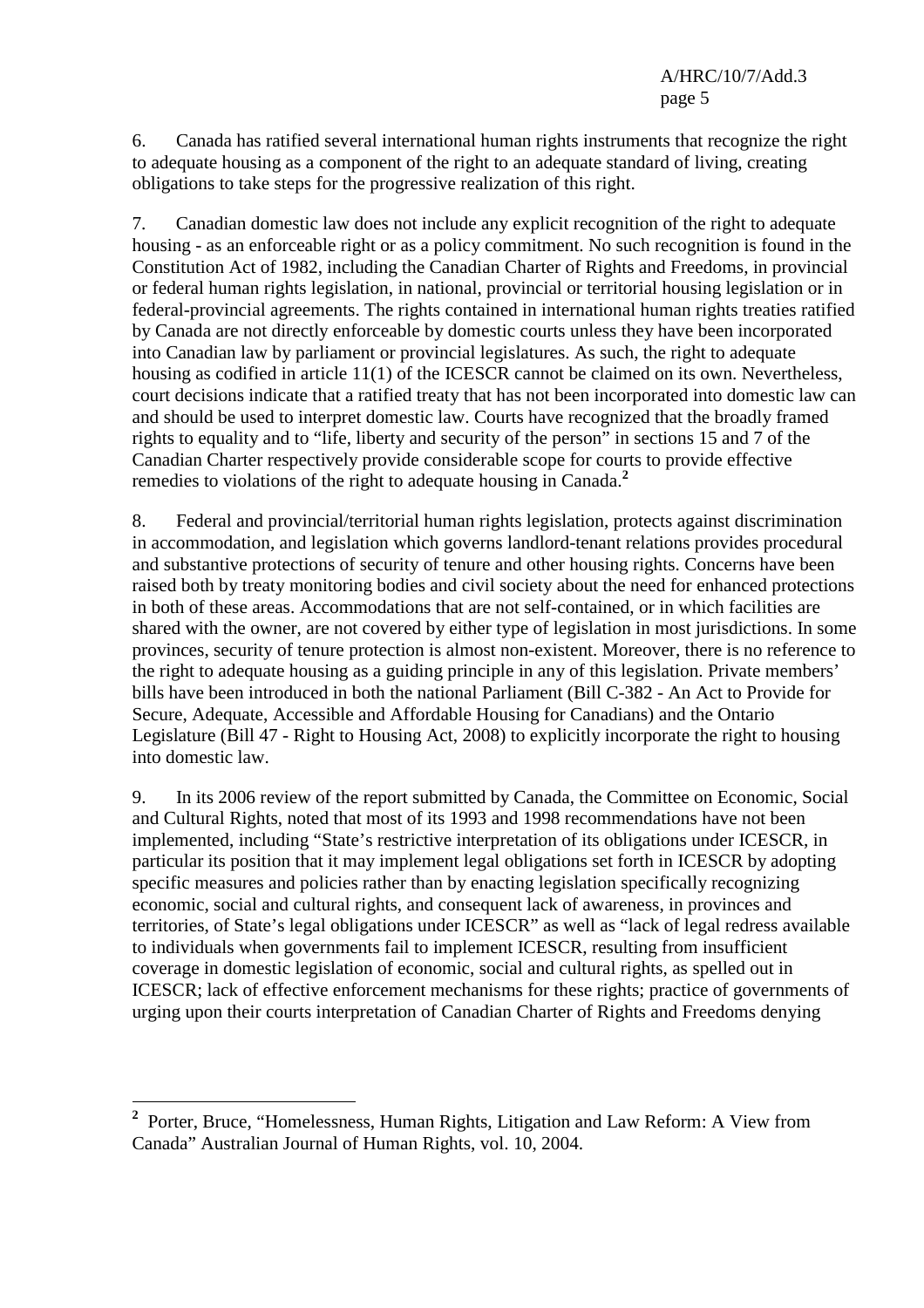6. Canada has ratified several international human rights instruments that recognize the right to adequate housing as a component of the right to an adequate standard of living, creating obligations to take steps for the progressive realization of this right.

7. Canadian domestic law does not include any explicit recognition of the right to adequate housing - as an enforceable right or as a policy commitment. No such recognition is found in the Constitution Act of 1982, including the Canadian Charter of Rights and Freedoms, in provincial or federal human rights legislation, in national, provincial or territorial housing legislation or in federal-provincial agreements. The rights contained in international human rights treaties ratified by Canada are not directly enforceable by domestic courts unless they have been incorporated into Canadian law by parliament or provincial legislatures. As such, the right to adequate housing as codified in article 11(1) of the ICESCR cannot be claimed on its own. Nevertheless, court decisions indicate that a ratified treaty that has not been incorporated into domestic law can and should be used to interpret domestic law. Courts have recognized that the broadly framed rights to equality and to "life, liberty and security of the person" in sections 15 and 7 of the Canadian Charter respectively provide considerable scope for courts to provide effective remedies to violations of the right to adequate housing in Canada.[2]

8. Federal and provincial/territorial human rights legislation, protects against discrimination in accommodation, and legislation which governs landlord-tenant relations provides procedural and substantive protections of security of tenure and other housing rights. Concerns have been raised both by treaty monitoring bodies and civil society about the need for enhanced protections in both of these areas. Accommodations that are not self-contained, or in which facilities are shared with the owner, are not covered by either type of legislation in most jurisdictions. In some provinces, security of tenure protection is almost non-existent. Moreover, there is no reference to the right to adequate housing as a guiding principle in any of this legislation. Private members' bills have been introduced in both the national Parliament (Bill C-382 - An Act to Provide for Secure, Adequate, Accessible and Affordable Housing for Canadians) and the Ontario Legislature (Bill 47 - Right to Housing Act, 2008) to explicitly incorporate the right to housing into domestic law.

9. In its 2006 review of the report submitted by Canada, the Committee on Economic, Social and Cultural Rights, noted that most of its 1993 and 1998 recommendations have not been implemented, including "State's restrictive interpretation of its obligations under ICESCR, in particular its position that it may implement legal obligations set forth in ICESCR by adopting specific measures and policies rather than by enacting legislation specifically recognizing economic, social and cultural rights, and consequent lack of awareness, in provinces and territories, of State's legal obligations under ICESCR" as well as "lack of legal redress available to individuals when governments fail to implement ICESCR, resulting from insufficient coverage in domestic legislation of economic, social and cultural rights, as spelled out in ICESCR; lack of effective enforcement mechanisms for these rights; practice of governments of urging upon their courts interpretation of Canadian Charter of Rights and Freedoms denying

---

[2] Porter, Bruce, "Homelessness, Human Rights, Litigation and Law Reform: A View from Canada" Australian Journal of Human Rights, vol. 10, 2004.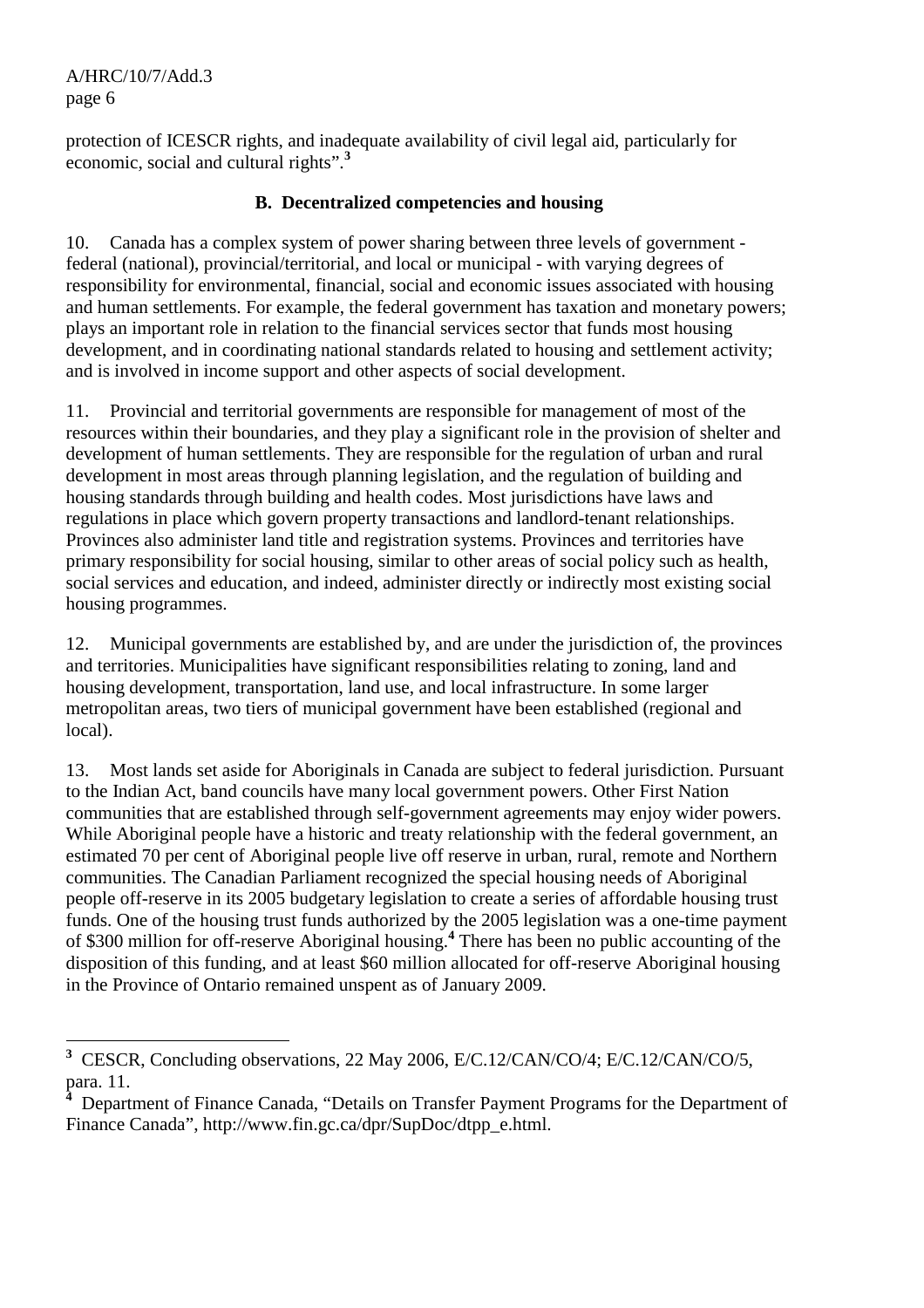protection of ICESCR rights, and inadequate availability of civil legal aid, particularly for economic, social and cultural rights".[3]

## B. Decentralized competencies and housing

10. Canada has a complex system of power sharing between three levels of government - federal (national), provincial/territorial, and local or municipal - with varying degrees of responsibility for environmental, financial, social and economic issues associated with housing and human settlements. For example, the federal government has taxation and monetary powers; plays an important role in relation to the financial services sector that funds most housing development, and in coordinating national standards related to housing and settlement activity; and is involved in income support and other aspects of social development.

11. Provincial and territorial governments are responsible for management of most of the resources within their boundaries, and they play a significant role in the provision of shelter and development of human settlements. They are responsible for the regulation of urban and rural development in most areas through planning legislation, and the regulation of building and housing standards through building and health codes. Most jurisdictions have laws and regulations in place which govern property transactions and landlord-tenant relationships. Provinces also administer land title and registration systems. Provinces and territories have primary responsibility for social housing, similar to other areas of social policy such as health, social services and education, and indeed, administer directly or indirectly most existing social housing programmes.

12. Municipal governments are established by, and are under the jurisdiction of, the provinces and territories. Municipalities have significant responsibilities relating to zoning, land and housing development, transportation, land use, and local infrastructure. In some larger metropolitan areas, two tiers of municipal government have been established (regional and local).

13. Most lands set aside for Aboriginals in Canada are subject to federal jurisdiction. Pursuant to the Indian Act, band councils have many local government powers. Other First Nation communities that are established through self-government agreements may enjoy wider powers. While Aboriginal people have a historic and treaty relationship with the federal government, an estimated 70 per cent of Aboriginal people live off reserve in urban, rural, remote and Northern communities. The Canadian Parliament recognized the special housing needs of Aboriginal people off-reserve in its 2005 budgetary legislation to create a series of affordable housing trust funds. One of the housing trust funds authorized by the 2005 legislation was a one-time payment of $300 million for off-reserve Aboriginal housing.[4] There has been no public accounting of the disposition of this funding, and at least $60 million allocated for off-reserve Aboriginal housing in the Province of Ontario remained unspent as of January 2009.

---

[3] CESCR, Concluding observations, 22 May 2006, E/C.12/CAN/CO/4; E/C.12/CAN/CO/5, para. 11.

[4] Department of Finance Canada, "Details on Transfer Payment Programs for the Department of Finance Canada", http://www.fin.gc.ca/dpr/SupDoc/dtpp_e.html.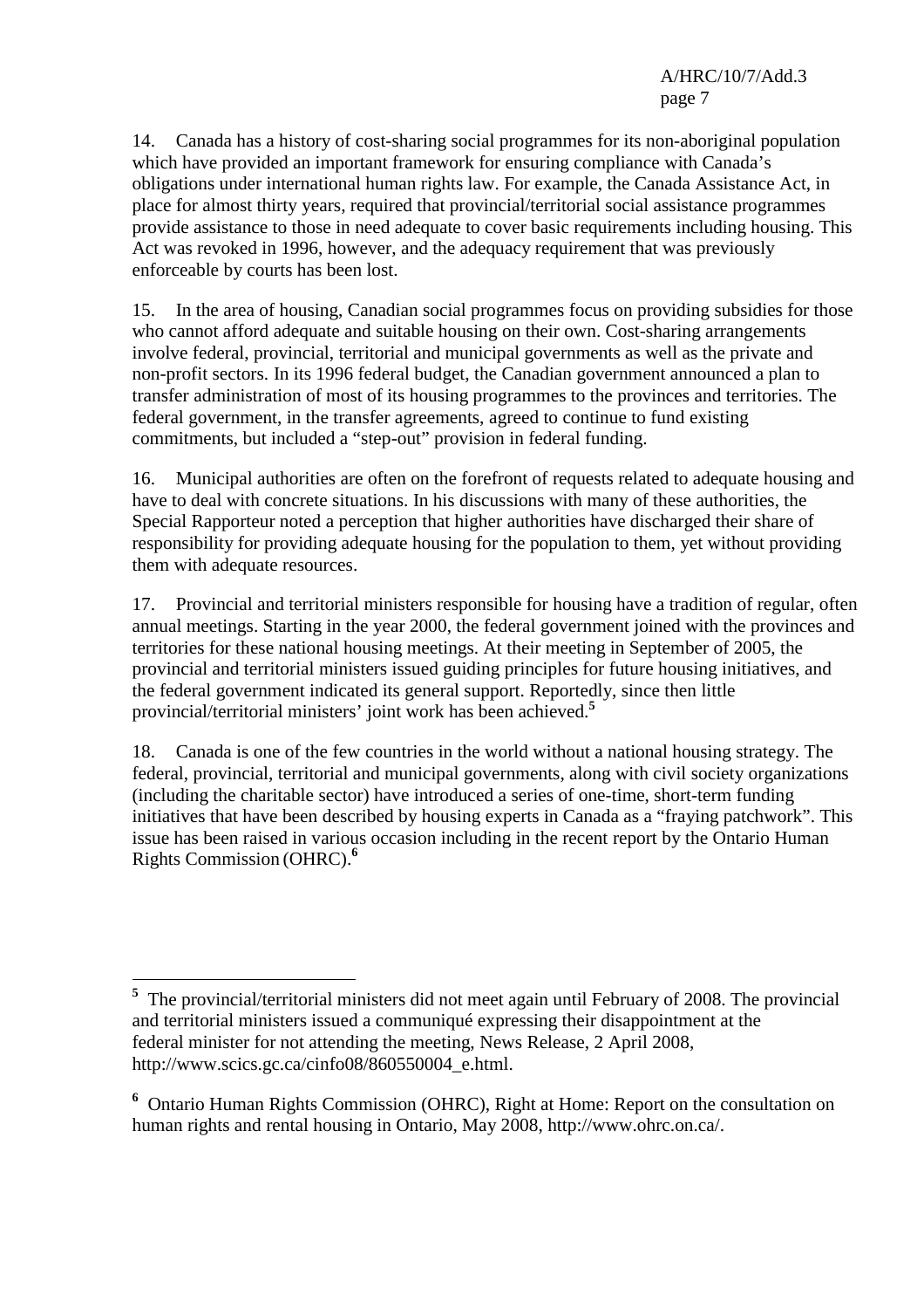14. Canada has a history of cost-sharing social programmes for its non-aboriginal population which have provided an important framework for ensuring compliance with Canada's obligations under international human rights law. For example, the Canada Assistance Act, in place for almost thirty years, required that provincial/territorial social assistance programmes provide assistance to those in need adequate to cover basic requirements including housing. This Act was revoked in 1996, however, and the adequacy requirement that was previously enforceable by courts has been lost.

15. In the area of housing, Canadian social programmes focus on providing subsidies for those who cannot afford adequate and suitable housing on their own. Cost-sharing arrangements involve federal, provincial, territorial and municipal governments as well as the private and non-profit sectors. In its 1996 federal budget, the Canadian government announced a plan to transfer administration of most of its housing programmes to the provinces and territories. The federal government, in the transfer agreements, agreed to continue to fund existing commitments, but included a "step-out" provision in federal funding.

16. Municipal authorities are often on the forefront of requests related to adequate housing and have to deal with concrete situations. In his discussions with many of these authorities, the Special Rapporteur noted a perception that higher authorities have discharged their share of responsibility for providing adequate housing for the population to them, yet without providing them with adequate resources.

17. Provincial and territorial ministers responsible for housing have a tradition of regular, often annual meetings. Starting in the year 2000, the federal government joined with the provinces and territories for these national housing meetings. At their meeting in September of 2005, the provincial and territorial ministers issued guiding principles for future housing initiatives, and the federal government indicated its general support. Reportedly, since then little provincial/territorial ministers' joint work has been achieved.[5]

18. Canada is one of the few countries in the world without a national housing strategy. The federal, provincial, territorial and municipal governments, along with civil society organizations (including the charitable sector) have introduced a series of one-time, short-term funding initiatives that have been described by housing experts in Canada as a "fraying patchwork". This issue has been raised in various occasion including in the recent report by the Ontario Human Rights Commission (OHRC).[6]

---

[5] The provincial/territorial ministers did not meet again until February of 2008. The provincial and territorial ministers issued a communiqué expressing their disappointment at the federal minister for not attending the meeting, News Release, 2 April 2008, http://www.scics.gc.ca/cinfo08/860550004_e.html.

[6] Ontario Human Rights Commission (OHRC), Right at Home: Report on the consultation on human rights and rental housing in Ontario, May 2008, http://www.ohrc.on.ca/.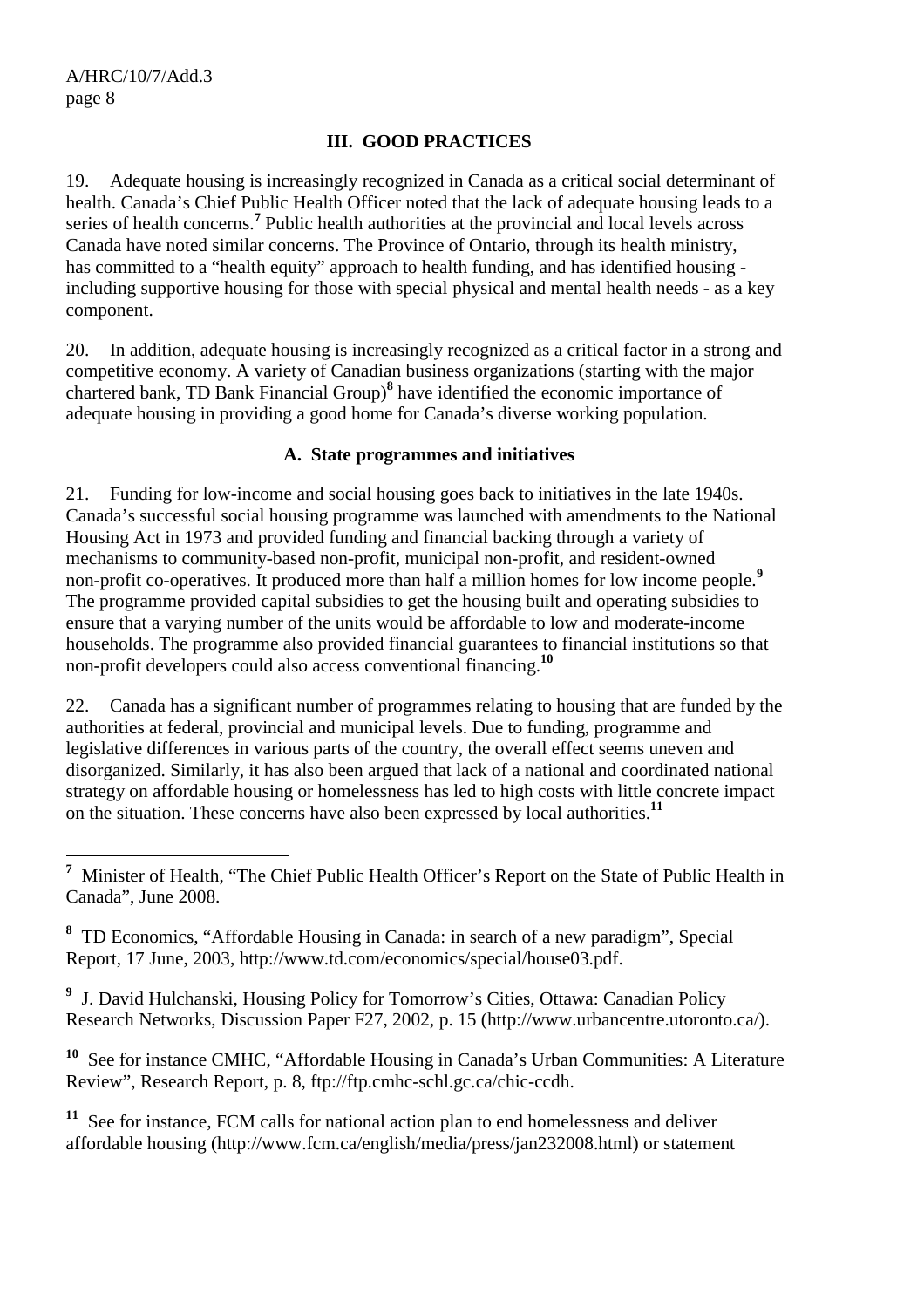## III. GOOD PRACTICES

19. Adequate housing is increasingly recognized in Canada as a critical social determinant of health. Canada's Chief Public Health Officer noted that the lack of adequate housing leads to a series of health concerns.[7] Public health authorities at the provincial and local levels across Canada have noted similar concerns. The Province of Ontario, through its health ministry, has committed to a "health equity" approach to health funding, and has identified housing - including supportive housing for those with special physical and mental health needs - as a key component.

20. In addition, adequate housing is increasingly recognized as a critical factor in a strong and competitive economy. A variety of Canadian business organizations (starting with the major chartered bank, TD Bank Financial Group)[8] have identified the economic importance of adequate housing in providing a good home for Canada's diverse working population.

### A. State programmes and initiatives

21. Funding for low-income and social housing goes back to initiatives in the late 1940s. Canada's successful social housing programme was launched with amendments to the National Housing Act in 1973 and provided funding and financial backing through a variety of mechanisms to community-based non-profit, municipal non-profit, and resident-owned non-profit co-operatives. It produced more than half a million homes for low income people.[9] The programme provided capital subsidies to get the housing built and operating subsidies to ensure that a varying number of the units would be affordable to low and moderate-income households. The programme also provided financial guarantees to financial institutions so that non-profit developers could also access conventional financing.[10]

22. Canada has a significant number of programmes relating to housing that are funded by the authorities at federal, provincial and municipal levels. Due to funding, programme and legislative differences in various parts of the country, the overall effect seems uneven and disorganized. Similarly, it has also been argued that lack of a national and coordinated national strategy on affordable housing or homelessness has led to high costs with little concrete impact on the situation. These concerns have also been expressed by local authorities.[11]

---

[7] Minister of Health, "The Chief Public Health Officer's Report on the State of Public Health in Canada", June 2008.

[8] TD Economics, "Affordable Housing in Canada: in search of a new paradigm", Special Report, 17 June, 2003, http://www.td.com/economics/special/house03.pdf.

[9] J. David Hulchanski, Housing Policy for Tomorrow's Cities, Ottawa: Canadian Policy Research Networks, Discussion Paper F27, 2002, p. 15 (http://www.urbancentre.utoronto.ca/).

[10] See for instance CMHC, "Affordable Housing in Canada's Urban Communities: A Literature Review", Research Report, p. 8, ftp://ftp.cmhc-schl.gc.ca/chic-ccdh.

[11] See for instance, FCM calls for national action plan to end homelessness and deliver affordable housing (http://www.fcm.ca/english/media/press/jan232008.html) or statement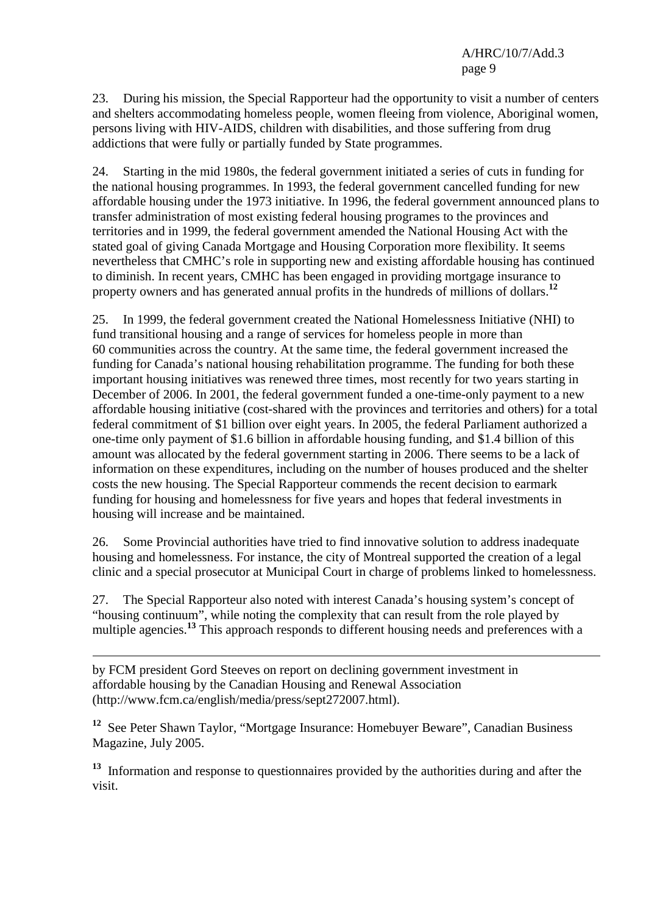23. During his mission, the Special Rapporteur had the opportunity to visit a number of centers and shelters accommodating homeless people, women fleeing from violence, Aboriginal women, persons living with HIV-AIDS, children with disabilities, and those suffering from drug addictions that were fully or partially funded by State programmes.

24. Starting in the mid 1980s, the federal government initiated a series of cuts in funding for the national housing programmes. In 1993, the federal government cancelled funding for new affordable housing under the 1973 initiative. In 1996, the federal government announced plans to transfer administration of most existing federal housing programes to the provinces and territories and in 1999, the federal government amended the National Housing Act with the stated goal of giving Canada Mortgage and Housing Corporation more flexibility. It seems nevertheless that CMHC's role in supporting new and existing affordable housing has continued to diminish. In recent years, CMHC has been engaged in providing mortgage insurance to property owners and has generated annual profits in the hundreds of millions of dollars.[12]

25. In 1999, the federal government created the National Homelessness Initiative (NHI) to fund transitional housing and a range of services for homeless people in more than 60 communities across the country. At the same time, the federal government increased the funding for Canada's national housing rehabilitation programme. The funding for both these important housing initiatives was renewed three times, most recently for two years starting in December of 2006. In 2001, the federal government funded a one-time-only payment to a new affordable housing initiative (cost-shared with the provinces and territories and others) for a total federal commitment of $1 billion over eight years. In 2005, the federal Parliament authorized a one-time only payment of $1.6 billion in affordable housing funding, and $1.4 billion of this amount was allocated by the federal government starting in 2006. There seems to be a lack of information on these expenditures, including on the number of houses produced and the shelter costs the new housing. The Special Rapporteur commends the recent decision to earmark funding for housing and homelessness for five years and hopes that federal investments in housing will increase and be maintained.

26. Some Provincial authorities have tried to find innovative solution to address inadequate housing and homelessness. For instance, the city of Montreal supported the creation of a legal clinic and a special prosecutor at Municipal Court in charge of problems linked to homelessness.

27. The Special Rapporteur also noted with interest Canada's housing system's concept of "housing continuum", while noting the complexity that can result from the role played by multiple agencies.[13] This approach responds to different housing needs and preferences with a

---

by FCM president Gord Steeves on report on declining government investment in affordable housing by the Canadian Housing and Renewal Association (http://www.fcm.ca/english/media/press/sept272007.html).

[12] See Peter Shawn Taylor, "Mortgage Insurance: Homebuyer Beware", Canadian Business Magazine, July 2005.

[13] Information and response to questionnaires provided by the authorities during and after the visit.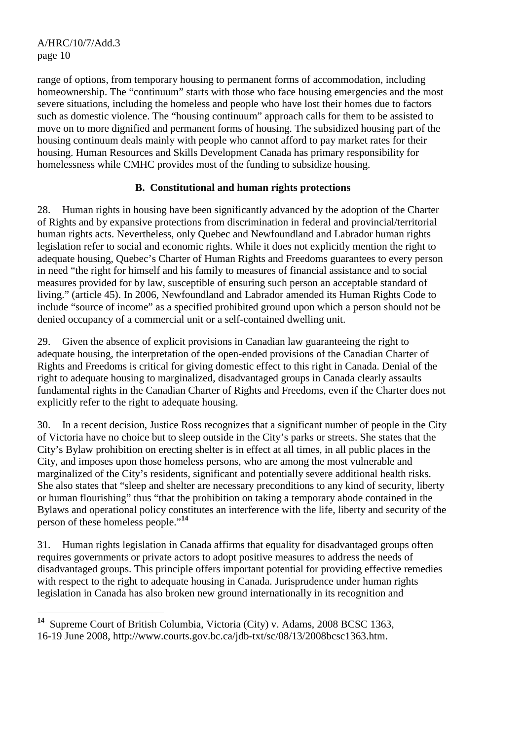range of options, from temporary housing to permanent forms of accommodation, including homeownership. The "continuum" starts with those who face housing emergencies and the most severe situations, including the homeless and people who have lost their homes due to factors such as domestic violence. The "housing continuum" approach calls for them to be assisted to move on to more dignified and permanent forms of housing. The subsidized housing part of the housing continuum deals mainly with people who cannot afford to pay market rates for their housing. Human Resources and Skills Development Canada has primary responsibility for homelessness while CMHC provides most of the funding to subsidize housing.

## B. Constitutional and human rights protections

28. Human rights in housing have been significantly advanced by the adoption of the Charter of Rights and by expansive protections from discrimination in federal and provincial/territorial human rights acts. Nevertheless, only Quebec and Newfoundland and Labrador human rights legislation refer to social and economic rights. While it does not explicitly mention the right to adequate housing, Quebec's Charter of Human Rights and Freedoms guarantees to every person in need "the right for himself and his family to measures of financial assistance and to social measures provided for by law, susceptible of ensuring such person an acceptable standard of living." (article 45). In 2006, Newfoundland and Labrador amended its Human Rights Code to include "source of income" as a specified prohibited ground upon which a person should not be denied occupancy of a commercial unit or a self-contained dwelling unit.

29. Given the absence of explicit provisions in Canadian law guaranteeing the right to adequate housing, the interpretation of the open-ended provisions of the Canadian Charter of Rights and Freedoms is critical for giving domestic effect to this right in Canada. Denial of the right to adequate housing to marginalized, disadvantaged groups in Canada clearly assaults fundamental rights in the Canadian Charter of Rights and Freedoms, even if the Charter does not explicitly refer to the right to adequate housing.

30. In a recent decision, Justice Ross recognizes that a significant number of people in the City of Victoria have no choice but to sleep outside in the City's parks or streets. She states that the City's Bylaw prohibition on erecting shelter is in effect at all times, in all public places in the City, and imposes upon those homeless persons, who are among the most vulnerable and marginalized of the City's residents, significant and potentially severe additional health risks. She also states that "sleep and shelter are necessary preconditions to any kind of security, liberty or human flourishing" thus "that the prohibition on taking a temporary abode contained in the Bylaws and operational policy constitutes an interference with the life, liberty and security of the person of these homeless people."[14]

31. Human rights legislation in Canada affirms that equality for disadvantaged groups often requires governments or private actors to adopt positive measures to address the needs of disadvantaged groups. This principle offers important potential for providing effective remedies with respect to the right to adequate housing in Canada. Jurisprudence under human rights legislation in Canada has also broken new ground internationally in its recognition and

---

[14] Supreme Court of British Columbia, Victoria (City) v. Adams, 2008 BCSC 1363, 16-19 June 2008, http://www.courts.gov.bc.ca/jdb-txt/sc/08/13/2008bcsc1363.htm.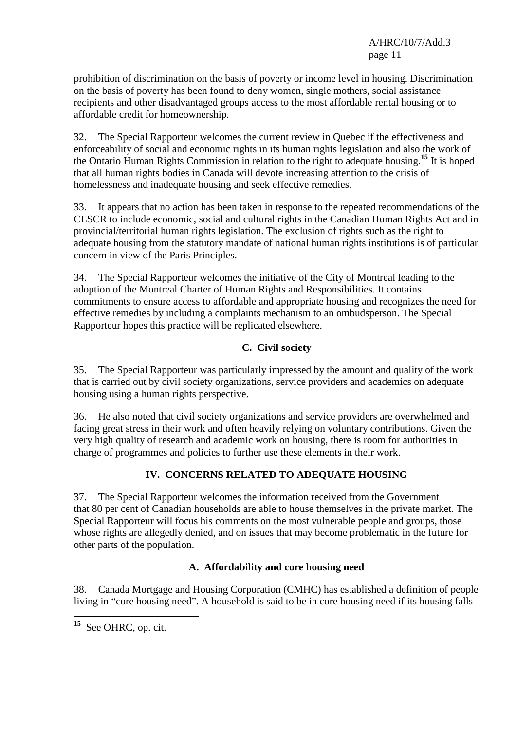prohibition of discrimination on the basis of poverty or income level in housing. Discrimination on the basis of poverty has been found to deny women, single mothers, social assistance recipients and other disadvantaged groups access to the most affordable rental housing or to affordable credit for homeownership.

32. The Special Rapporteur welcomes the current review in Quebec if the effectiveness and enforceability of social and economic rights in its human rights legislation and also the work of the Ontario Human Rights Commission in relation to the right to adequate housing.[15] It is hoped that all human rights bodies in Canada will devote increasing attention to the crisis of homelessness and inadequate housing and seek effective remedies.

33. It appears that no action has been taken in response to the repeated recommendations of the CESCR to include economic, social and cultural rights in the Canadian Human Rights Act and in provincial/territorial human rights legislation. The exclusion of rights such as the right to adequate housing from the statutory mandate of national human rights institutions is of particular concern in view of the Paris Principles.

34. The Special Rapporteur welcomes the initiative of the City of Montreal leading to the adoption of the Montreal Charter of Human Rights and Responsibilities. It contains commitments to ensure access to affordable and appropriate housing and recognizes the need for effective remedies by including a complaints mechanism to an ombudsperson. The Special Rapporteur hopes this practice will be replicated elsewhere.

### C. Civil society

35. The Special Rapporteur was particularly impressed by the amount and quality of the work that is carried out by civil society organizations, service providers and academics on adequate housing using a human rights perspective.

36. He also noted that civil society organizations and service providers are overwhelmed and facing great stress in their work and often heavily relying on voluntary contributions. Given the very high quality of research and academic work on housing, there is room for authorities in charge of programmes and policies to further use these elements in their work.

## IV. CONCERNS RELATED TO ADEQUATE HOUSING

37. The Special Rapporteur welcomes the information received from the Government that 80 per cent of Canadian households are able to house themselves in the private market. The Special Rapporteur will focus his comments on the most vulnerable people and groups, those whose rights are allegedly denied, and on issues that may become problematic in the future for other parts of the population.

### A. Affordability and core housing need

38. Canada Mortgage and Housing Corporation (CMHC) has established a definition of people living in "core housing need". A household is said to be in core housing need if its housing falls

---

[15] See OHRC, op. cit.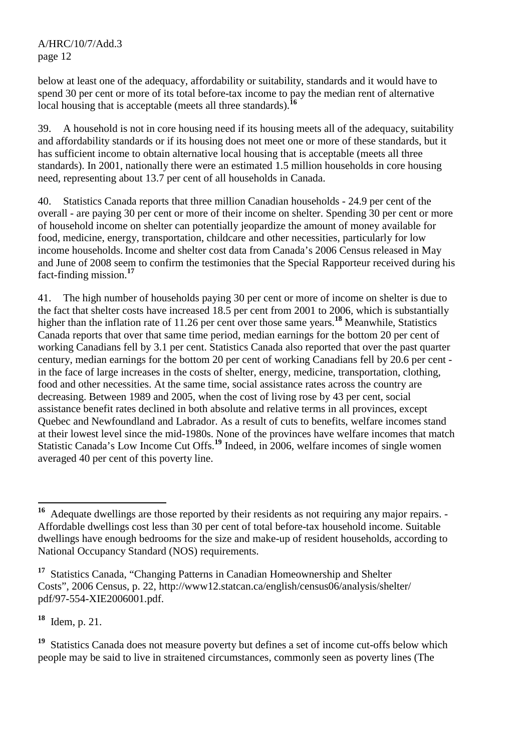below at least one of the adequacy, affordability or suitability, standards and it would have to spend 30 per cent or more of its total before-tax income to pay the median rent of alternative local housing that is acceptable (meets all three standards).[16]

39. A household is not in core housing need if its housing meets all of the adequacy, suitability and affordability standards or if its housing does not meet one or more of these standards, but it has sufficient income to obtain alternative local housing that is acceptable (meets all three standards). In 2001, nationally there were an estimated 1.5 million households in core housing need, representing about 13.7 per cent of all households in Canada.

40. Statistics Canada reports that three million Canadian households - 24.9 per cent of the overall - are paying 30 per cent or more of their income on shelter. Spending 30 per cent or more of household income on shelter can potentially jeopardize the amount of money available for food, medicine, energy, transportation, childcare and other necessities, particularly for low income households. Income and shelter cost data from Canada's 2006 Census released in May and June of 2008 seem to confirm the testimonies that the Special Rapporteur received during his fact-finding mission.[17]

41. The high number of households paying 30 per cent or more of income on shelter is due to the fact that shelter costs have increased 18.5 per cent from 2001 to 2006, which is substantially higher than the inflation rate of 11.26 per cent over those same years.[18] Meanwhile, Statistics Canada reports that over that same time period, median earnings for the bottom 20 per cent of working Canadians fell by 3.1 per cent. Statistics Canada also reported that over the past quarter century, median earnings for the bottom 20 per cent of working Canadians fell by 20.6 per cent - in the face of large increases in the costs of shelter, energy, medicine, transportation, clothing, food and other necessities. At the same time, social assistance rates across the country are decreasing. Between 1989 and 2005, when the cost of living rose by 43 per cent, social assistance benefit rates declined in both absolute and relative terms in all provinces, except Quebec and Newfoundland and Labrador. As a result of cuts to benefits, welfare incomes stand at their lowest level since the mid-1980s. None of the provinces have welfare incomes that match Statistic Canada's Low Income Cut Offs.[19] Indeed, in 2006, welfare incomes of single women averaged 40 per cent of this poverty line.

---

[16] Adequate dwellings are those reported by their residents as not requiring any major repairs. - Affordable dwellings cost less than 30 per cent of total before-tax household income. Suitable dwellings have enough bedrooms for the size and make-up of resident households, according to National Occupancy Standard (NOS) requirements.

[17] Statistics Canada, "Changing Patterns in Canadian Homeownership and Shelter Costs", 2006 Census, p. 22, http://www12.statcan.ca/english/census06/analysis/shelter/pdf/97-554-XIE2006001.pdf.

[18] Idem, p. 21.

[19] Statistics Canada does not measure poverty but defines a set of income cut-offs below which people may be said to live in straitened circumstances, commonly seen as poverty lines (The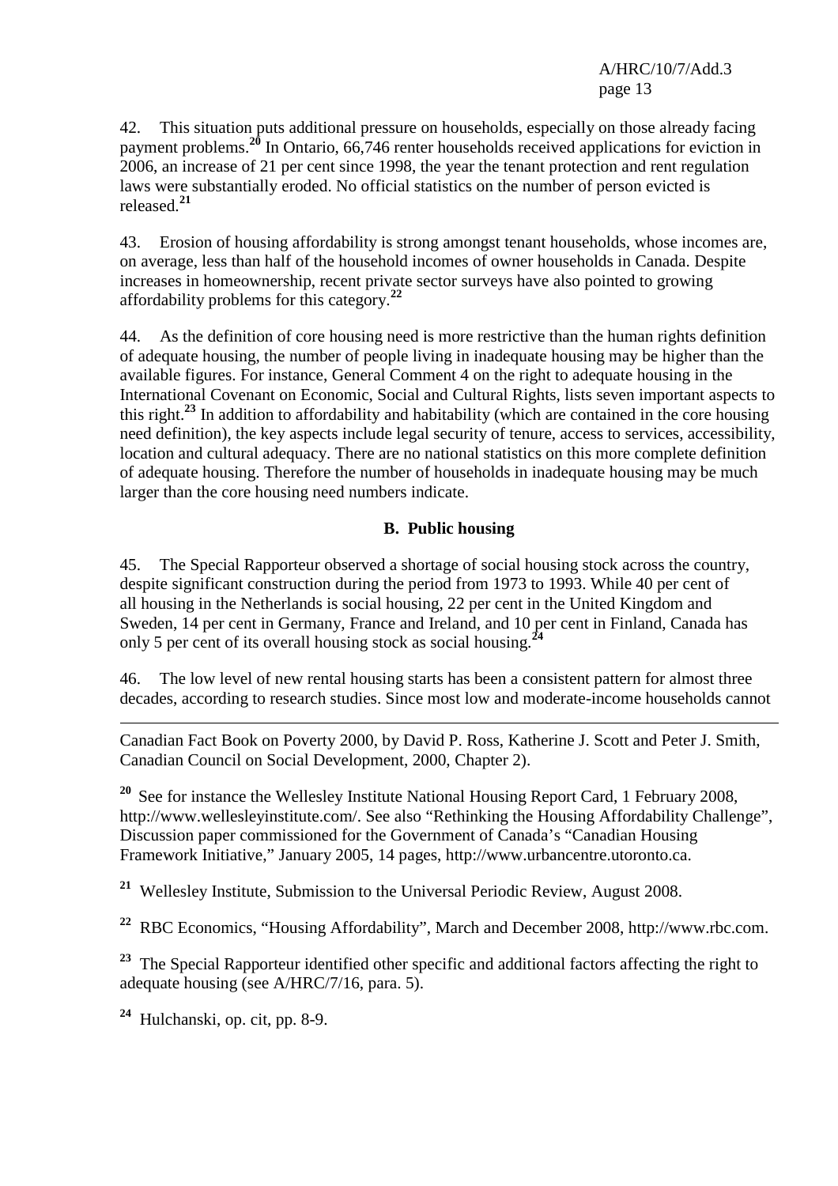42. This situation puts additional pressure on households, especially on those already facing payment problems.[20] In Ontario, 66,746 renter households received applications for eviction in 2006, an increase of 21 per cent since 1998, the year the tenant protection and rent regulation laws were substantially eroded. No official statistics on the number of person evicted is released.[21]

43. Erosion of housing affordability is strong amongst tenant households, whose incomes are, on average, less than half of the household incomes of owner households in Canada. Despite increases in homeownership, recent private sector surveys have also pointed to growing affordability problems for this category.[22]

44. As the definition of core housing need is more restrictive than the human rights definition of adequate housing, the number of people living in inadequate housing may be higher than the available figures. For instance, General Comment 4 on the right to adequate housing in the International Covenant on Economic, Social and Cultural Rights, lists seven important aspects to this right.[23] In addition to affordability and habitability (which are contained in the core housing need definition), the key aspects include legal security of tenure, access to services, accessibility, location and cultural adequacy. There are no national statistics on this more complete definition of adequate housing. Therefore the number of households in inadequate housing may be much larger than the core housing need numbers indicate.

## B. Public housing

45. The Special Rapporteur observed a shortage of social housing stock across the country, despite significant construction during the period from 1973 to 1993. While 40 per cent of all housing in the Netherlands is social housing, 22 per cent in the United Kingdom and Sweden, 14 per cent in Germany, France and Ireland, and 10 per cent in Finland, Canada has only 5 per cent of its overall housing stock as social housing.[24]

46. The low level of new rental housing starts has been a consistent pattern for almost three decades, according to research studies. Since most low and moderate-income households cannot

---

Canadian Fact Book on Poverty 2000, by David P. Ross, Katherine J. Scott and Peter J. Smith, Canadian Council on Social Development, 2000, Chapter 2).

[20] See for instance the Wellesley Institute National Housing Report Card, 1 February 2008, http://www.wellesleyinstitute.com/. See also "Rethinking the Housing Affordability Challenge", Discussion paper commissioned for the Government of Canada's "Canadian Housing Framework Initiative," January 2005, 14 pages, http://www.urbancentre.utoronto.ca.

[21] Wellesley Institute, Submission to the Universal Periodic Review, August 2008.

[22] RBC Economics, "Housing Affordability", March and December 2008, http://www.rbc.com.

[23] The Special Rapporteur identified other specific and additional factors affecting the right to adequate housing (see A/HRC/7/16, para. 5).

[24] Hulchanski, op. cit, pp. 8-9.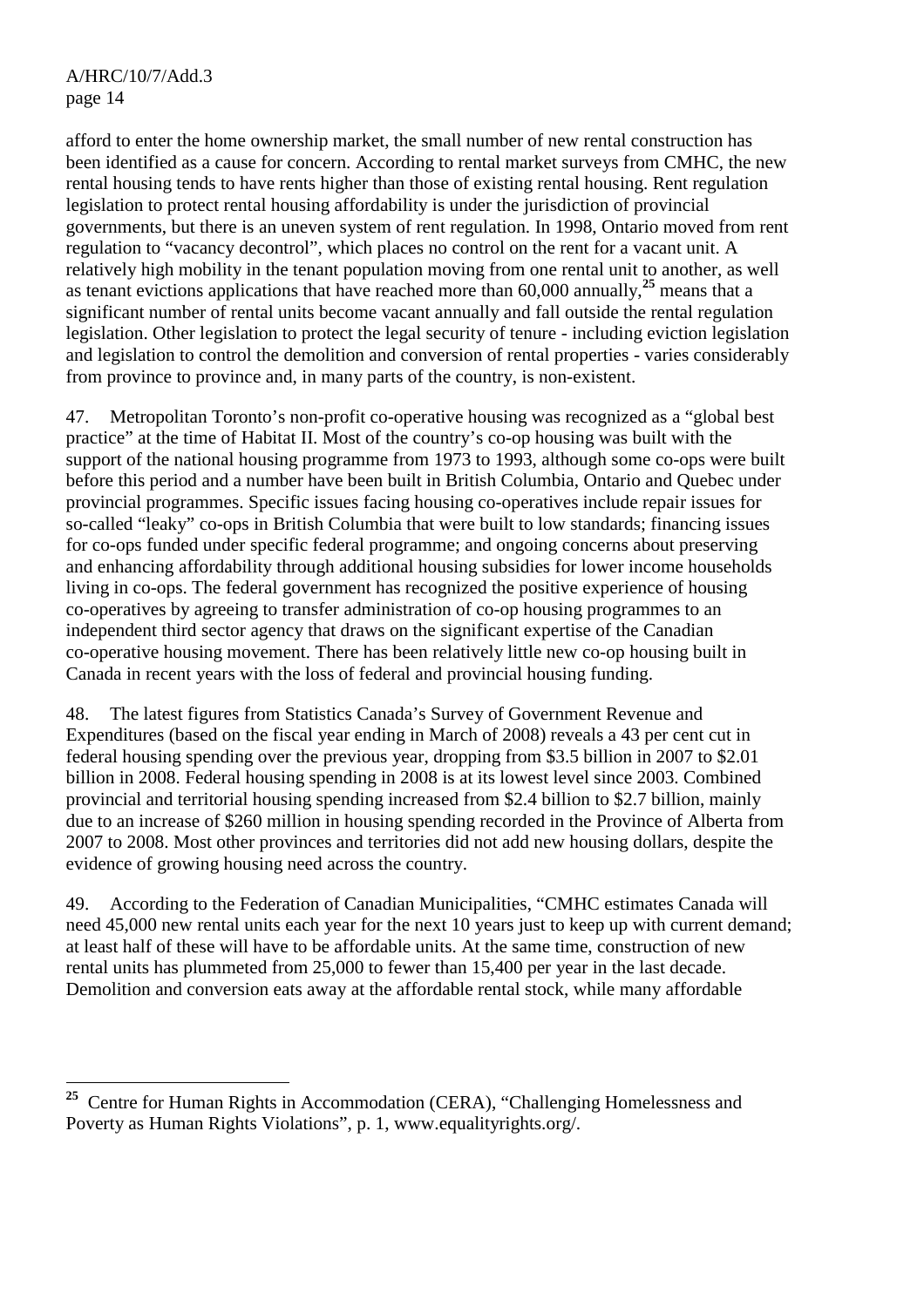afford to enter the home ownership market, the small number of new rental construction has been identified as a cause for concern. According to rental market surveys from CMHC, the new rental housing tends to have rents higher than those of existing rental housing. Rent regulation legislation to protect rental housing affordability is under the jurisdiction of provincial governments, but there is an uneven system of rent regulation. In 1998, Ontario moved from rent regulation to "vacancy decontrol", which places no control on the rent for a vacant unit. A relatively high mobility in the tenant population moving from one rental unit to another, as well as tenant evictions applications that have reached more than 60,000 annually,[25] means that a significant number of rental units become vacant annually and fall outside the rental regulation legislation. Other legislation to protect the legal security of tenure - including eviction legislation and legislation to control the demolition and conversion of rental properties - varies considerably from province to province and, in many parts of the country, is non-existent.

47. Metropolitan Toronto's non-profit co-operative housing was recognized as a "global best practice" at the time of Habitat II. Most of the country's co-op housing was built with the support of the national housing programme from 1973 to 1993, although some co-ops were built before this period and a number have been built in British Columbia, Ontario and Quebec under provincial programmes. Specific issues facing housing co-operatives include repair issues for so-called "leaky" co-ops in British Columbia that were built to low standards; financing issues for co-ops funded under specific federal programme; and ongoing concerns about preserving and enhancing affordability through additional housing subsidies for lower income households living in co-ops. The federal government has recognized the positive experience of housing co-operatives by agreeing to transfer administration of co-op housing programmes to an independent third sector agency that draws on the significant expertise of the Canadian co-operative housing movement. There has been relatively little new co-op housing built in Canada in recent years with the loss of federal and provincial housing funding.

48. The latest figures from Statistics Canada's Survey of Government Revenue and Expenditures (based on the fiscal year ending in March of 2008) reveals a 43 per cent cut in federal housing spending over the previous year, dropping from \$3.5 billion in 2007 to \$2.01 billion in 2008. Federal housing spending in 2008 is at its lowest level since 2003. Combined provincial and territorial housing spending increased from \$2.4 billion to \$2.7 billion, mainly due to an increase of \$260 million in housing spending recorded in the Province of Alberta from 2007 to 2008. Most other provinces and territories did not add new housing dollars, despite the evidence of growing housing need across the country.

49. According to the Federation of Canadian Municipalities, "CMHC estimates Canada will need 45,000 new rental units each year for the next 10 years just to keep up with current demand; at least half of these will have to be affordable units. At the same time, construction of new rental units has plummeted from 25,000 to fewer than 15,400 per year in the last decade. Demolition and conversion eats away at the affordable rental stock, while many affordable

---

[25] Centre for Human Rights in Accommodation (CERA), "Challenging Homelessness and Poverty as Human Rights Violations", p. 1, www.equalityrights.org/.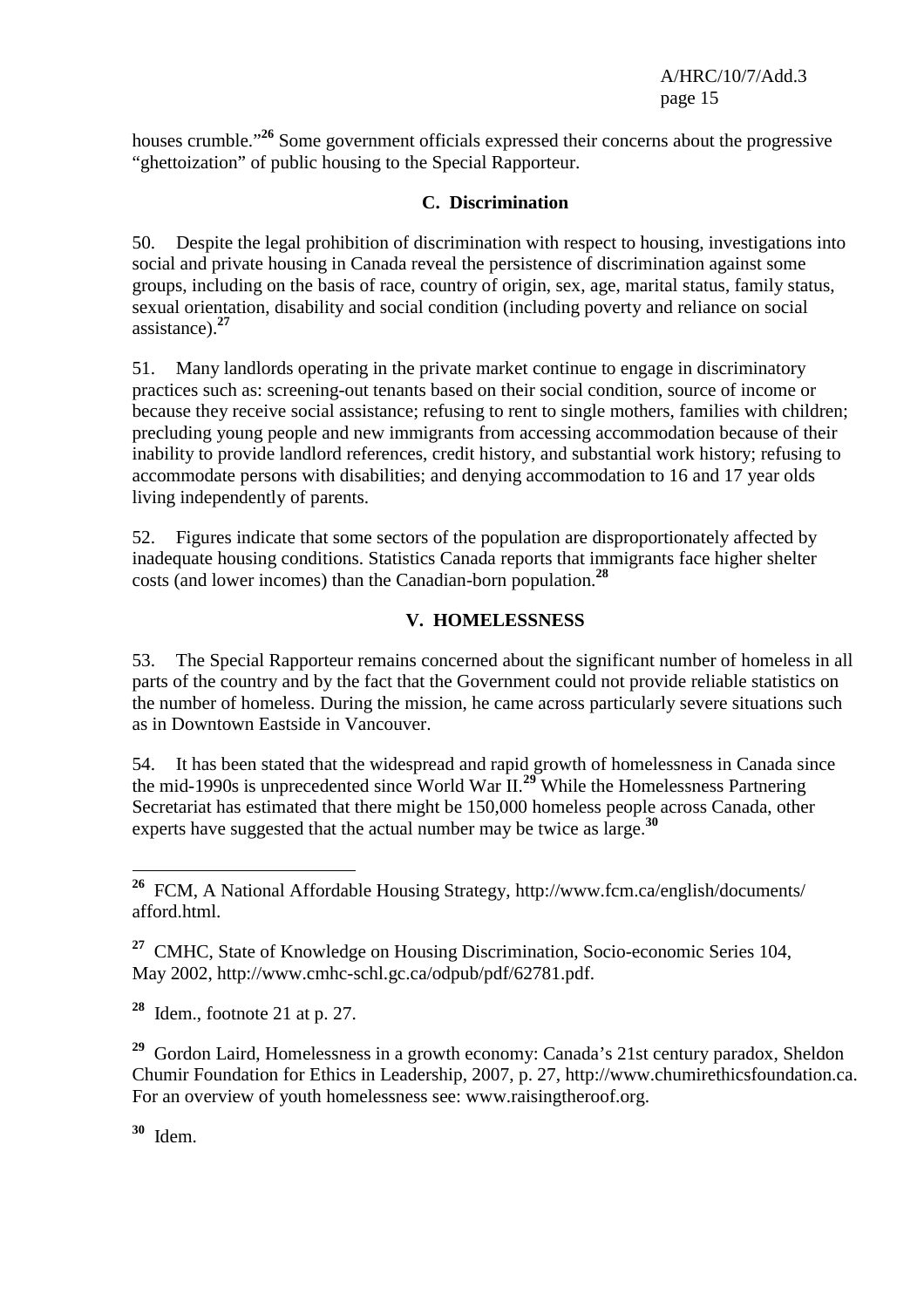houses crumble."[26] Some government officials expressed their concerns about the progressive "ghettoization" of public housing to the Special Rapporteur.

### C. Discrimination

50. Despite the legal prohibition of discrimination with respect to housing, investigations into social and private housing in Canada reveal the persistence of discrimination against some groups, including on the basis of race, country of origin, sex, age, marital status, family status, sexual orientation, disability and social condition (including poverty and reliance on social assistance).[27]

51. Many landlords operating in the private market continue to engage in discriminatory practices such as: screening-out tenants based on their social condition, source of income or because they receive social assistance; refusing to rent to single mothers, families with children; precluding young people and new immigrants from accessing accommodation because of their inability to provide landlord references, credit history, and substantial work history; refusing to accommodate persons with disabilities; and denying accommodation to 16 and 17 year olds living independently of parents.

52. Figures indicate that some sectors of the population are disproportionately affected by inadequate housing conditions. Statistics Canada reports that immigrants face higher shelter costs (and lower incomes) than the Canadian-born population.[28]

## V. HOMELESSNESS

53. The Special Rapporteur remains concerned about the significant number of homeless in all parts of the country and by the fact that the Government could not provide reliable statistics on the number of homeless. During the mission, he came across particularly severe situations such as in Downtown Eastside in Vancouver.

54. It has been stated that the widespread and rapid growth of homelessness in Canada since the mid-1990s is unprecedented since World War II.[29] While the Homelessness Partnering Secretariat has estimated that there might be 150,000 homeless people across Canada, other experts have suggested that the actual number may be twice as large.[30]

---

[26] FCM, A National Affordable Housing Strategy, http://www.fcm.ca/english/documents/afford.html.

[27] CMHC, State of Knowledge on Housing Discrimination, Socio-economic Series 104, May 2002, http://www.cmhc-schl.gc.ca/odpub/pdf/62781.pdf.

[28] Idem., footnote 21 at p. 27.

[29] Gordon Laird, Homelessness in a growth economy: Canada's 21st century paradox, Sheldon Chumir Foundation for Ethics in Leadership, 2007, p. 27, http://www.chumirethicsfoundation.ca. For an overview of youth homelessness see: www.raisingtheroof.org.

[30] Idem.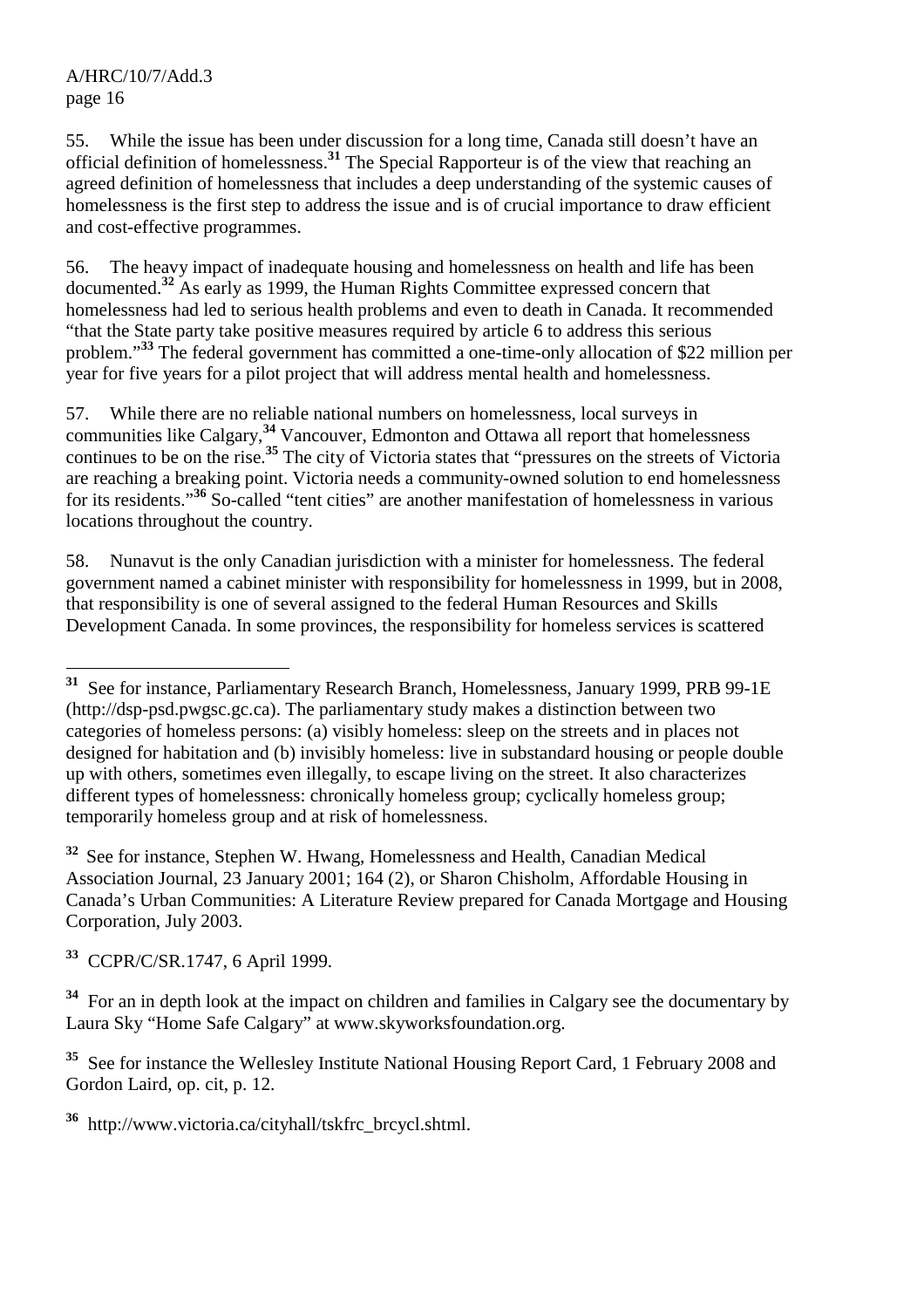55. While the issue has been under discussion for a long time, Canada still doesn't have an official definition of homelessness.[31] The Special Rapporteur is of the view that reaching an agreed definition of homelessness that includes a deep understanding of the systemic causes of homelessness is the first step to address the issue and is of crucial importance to draw efficient and cost-effective programmes.

56. The heavy impact of inadequate housing and homelessness on health and life has been documented.[32] As early as 1999, the Human Rights Committee expressed concern that homelessness had led to serious health problems and even to death in Canada. It recommended "that the State party take positive measures required by article 6 to address this serious problem."[33] The federal government has committed a one-time-only allocation of $22 million per year for five years for a pilot project that will address mental health and homelessness.

57. While there are no reliable national numbers on homelessness, local surveys in communities like Calgary,[34] Vancouver, Edmonton and Ottawa all report that homelessness continues to be on the rise.[35] The city of Victoria states that "pressures on the streets of Victoria are reaching a breaking point. Victoria needs a community-owned solution to end homelessness for its residents."[36] So-called "tent cities" are another manifestation of homelessness in various locations throughout the country.

58. Nunavut is the only Canadian jurisdiction with a minister for homelessness. The federal government named a cabinet minister with responsibility for homelessness in 1999, but in 2008, that responsibility is one of several assigned to the federal Human Resources and Skills Development Canada. In some provinces, the responsibility for homeless services is scattered

---

[31] See for instance, Parliamentary Research Branch, Homelessness, January 1999, PRB 99-1E (http://dsp-psd.pwgsc.gc.ca). The parliamentary study makes a distinction between two categories of homeless persons: (a) visibly homeless: sleep on the streets and in places not designed for habitation and (b) invisibly homeless: live in substandard housing or people double up with others, sometimes even illegally, to escape living on the street. It also characterizes different types of homelessness: chronically homeless group; cyclically homeless group; temporarily homeless group and at risk of homelessness.

[32] See for instance, Stephen W. Hwang, Homelessness and Health, Canadian Medical Association Journal, 23 January 2001; 164 (2), or Sharon Chisholm, Affordable Housing in Canada's Urban Communities: A Literature Review prepared for Canada Mortgage and Housing Corporation, July 2003.

[33] CCPR/C/SR.1747, 6 April 1999.

[34] For an in depth look at the impact on children and families in Calgary see the documentary by Laura Sky "Home Safe Calgary" at www.skyworksfoundation.org.

[35] See for instance the Wellesley Institute National Housing Report Card, 1 February 2008 and Gordon Laird, op. cit, p. 12.

[36] http://www.victoria.ca/cityhall/tskfrc_brcycl.shtml.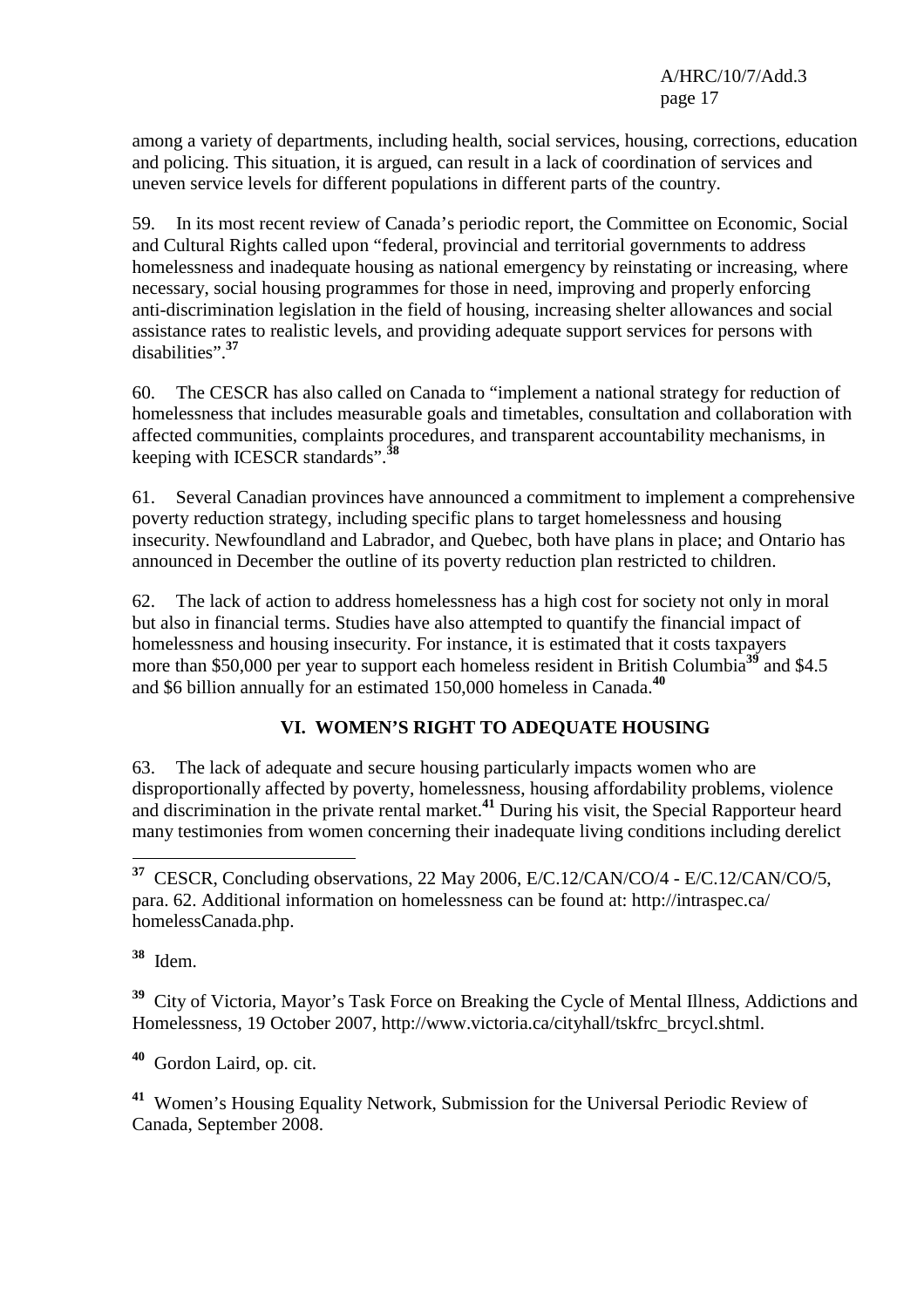among a variety of departments, including health, social services, housing, corrections, education and policing. This situation, it is argued, can result in a lack of coordination of services and uneven service levels for different populations in different parts of the country.

59. In its most recent review of Canada's periodic report, the Committee on Economic, Social and Cultural Rights called upon "federal, provincial and territorial governments to address homelessness and inadequate housing as national emergency by reinstating or increasing, where necessary, social housing programmes for those in need, improving and properly enforcing anti-discrimination legislation in the field of housing, increasing shelter allowances and social assistance rates to realistic levels, and providing adequate support services for persons with disabilities".[37]

60. The CESCR has also called on Canada to "implement a national strategy for reduction of homelessness that includes measurable goals and timetables, consultation and collaboration with affected communities, complaints procedures, and transparent accountability mechanisms, in keeping with ICESCR standards".[38]

61. Several Canadian provinces have announced a commitment to implement a comprehensive poverty reduction strategy, including specific plans to target homelessness and housing insecurity. Newfoundland and Labrador, and Quebec, both have plans in place; and Ontario has announced in December the outline of its poverty reduction plan restricted to children.

62. The lack of action to address homelessness has a high cost for society not only in moral but also in financial terms. Studies have also attempted to quantify the financial impact of homelessness and housing insecurity. For instance, it is estimated that it costs taxpayers more than $50,000 per year to support each homeless resident in British Columbia[39] and $4.5 and $6 billion annually for an estimated 150,000 homeless in Canada.[40]

## VI. WOMEN'S RIGHT TO ADEQUATE HOUSING

63. The lack of adequate and secure housing particularly impacts women who are disproportionally affected by poverty, homelessness, housing affordability problems, violence and discrimination in the private rental market.[41] During his visit, the Special Rapporteur heard many testimonies from women concerning their inadequate living conditions including derelict

---

[37] CESCR, Concluding observations, 22 May 2006, E/C.12/CAN/CO/4 - E/C.12/CAN/CO/5, para. 62. Additional information on homelessness can be found at: http://intraspec.ca/homelessCanada.php.

[38] Idem.

[39] City of Victoria, Mayor's Task Force on Breaking the Cycle of Mental Illness, Addictions and Homelessness, 19 October 2007, http://www.victoria.ca/cityhall/tskfrc_brcycl.shtml.

[40] Gordon Laird, op. cit.

[41] Women's Housing Equality Network, Submission for the Universal Periodic Review of Canada, September 2008.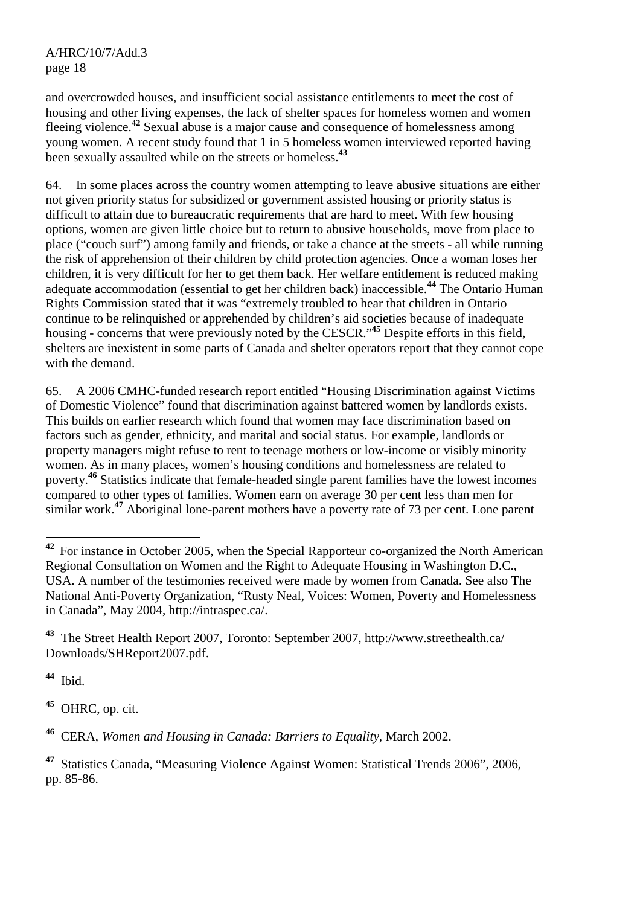and overcrowded houses, and insufficient social assistance entitlements to meet the cost of housing and other living expenses, the lack of shelter spaces for homeless women and women fleeing violence.[42] Sexual abuse is a major cause and consequence of homelessness among young women. A recent study found that 1 in 5 homeless women interviewed reported having been sexually assaulted while on the streets or homeless.[43]

64. In some places across the country women attempting to leave abusive situations are either not given priority status for subsidized or government assisted housing or priority status is difficult to attain due to bureaucratic requirements that are hard to meet. With few housing options, women are given little choice but to return to abusive households, move from place to place ("couch surf") among family and friends, or take a chance at the streets - all while running the risk of apprehension of their children by child protection agencies. Once a woman loses her children, it is very difficult for her to get them back. Her welfare entitlement is reduced making adequate accommodation (essential to get her children back) inaccessible.[44] The Ontario Human Rights Commission stated that it was "extremely troubled to hear that children in Ontario continue to be relinquished or apprehended by children's aid societies because of inadequate housing - concerns that were previously noted by the CESCR."[45] Despite efforts in this field, shelters are inexistent in some parts of Canada and shelter operators report that they cannot cope with the demand.

65. A 2006 CMHC-funded research report entitled "Housing Discrimination against Victims of Domestic Violence" found that discrimination against battered women by landlords exists. This builds on earlier research which found that women may face discrimination based on factors such as gender, ethnicity, and marital and social status. For example, landlords or property managers might refuse to rent to teenage mothers or low-income or visibly minority women. As in many places, women's housing conditions and homelessness are related to poverty.[46] Statistics indicate that female-headed single parent families have the lowest incomes compared to other types of families. Women earn on average 30 per cent less than men for similar work.[47] Aboriginal lone-parent mothers have a poverty rate of 73 per cent. Lone parent

---

[42] For instance in October 2005, when the Special Rapporteur co-organized the North American Regional Consultation on Women and the Right to Adequate Housing in Washington D.C., USA. A number of the testimonies received were made by women from Canada. See also The National Anti-Poverty Organization, "Rusty Neal, Voices: Women, Poverty and Homelessness in Canada", May 2004, http://intraspec.ca/.

[43] The Street Health Report 2007, Toronto: September 2007, http://www.streethealth.ca/Downloads/SHReport2007.pdf.

[44] Ibid.

[45] OHRC, op. cit.

[46] CERA, *Women and Housing in Canada: Barriers to Equality*, March 2002.

[47] Statistics Canada, "Measuring Violence Against Women: Statistical Trends 2006", 2006, pp. 85-86.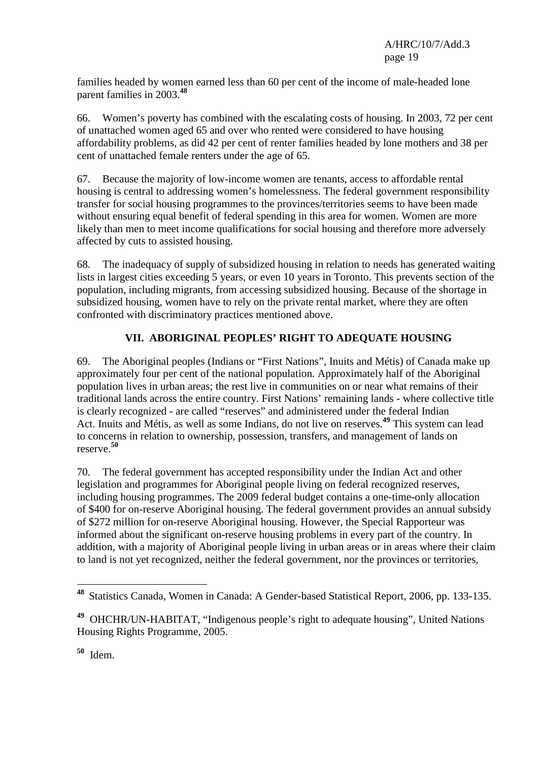families headed by women earned less than 60 per cent of the income of male-headed lone parent families in 2003.[48]

66. Women's poverty has combined with the escalating costs of housing. In 2003, 72 per cent of unattached women aged 65 and over who rented were considered to have housing affordability problems, as did 42 per cent of renter families headed by lone mothers and 38 per cent of unattached female renters under the age of 65.

67. Because the majority of low-income women are tenants, access to affordable rental housing is central to addressing women's homelessness. The federal government responsibility transfer for social housing programmes to the provinces/territories seems to have been made without ensuring equal benefit of federal spending in this area for women. Women are more likely than men to meet income qualifications for social housing and therefore more adversely affected by cuts to assisted housing.

68. The inadequacy of supply of subsidized housing in relation to needs has generated waiting lists in largest cities exceeding 5 years, or even 10 years in Toronto. This prevents section of the population, including migrants, from accessing subsidized housing. Because of the shortage in subsidized housing, women have to rely on the private rental market, where they are often confronted with discriminatory practices mentioned above.

## VII. ABORIGINAL PEOPLES' RIGHT TO ADEQUATE HOUSING

69. The Aboriginal peoples (Indians or "First Nations", Inuits and Métis) of Canada make up approximately four per cent of the national population. Approximately half of the Aboriginal population lives in urban areas; the rest live in communities on or near what remains of their traditional lands across the entire country. First Nations' remaining lands - where collective title is clearly recognized - are called "reserves" and administered under the federal Indian Act. Inuits and Métis, as well as some Indians, do not live on reserves.[49] This system can lead to concerns in relation to ownership, possession, transfers, and management of lands on reserve.[50]

70. The federal government has accepted responsibility under the Indian Act and other legislation and programmes for Aboriginal people living on federal recognized reserves, including housing programmes. The 2009 federal budget contains a one-time-only allocation of $400 for on-reserve Aboriginal housing. The federal government provides an annual subsidy of $272 million for on-reserve Aboriginal housing. However, the Special Rapporteur was informed about the significant on-reserve housing problems in every part of the country. In addition, with a majority of Aboriginal people living in urban areas or in areas where their claim to land is not yet recognized, neither the federal government, nor the provinces or territories,

---

[48] Statistics Canada, Women in Canada: A Gender-based Statistical Report, 2006, pp. 133-135.

[49] OHCHR/UN-HABITAT, "Indigenous people's right to adequate housing", United Nations Housing Rights Programme, 2005.

[50] Idem.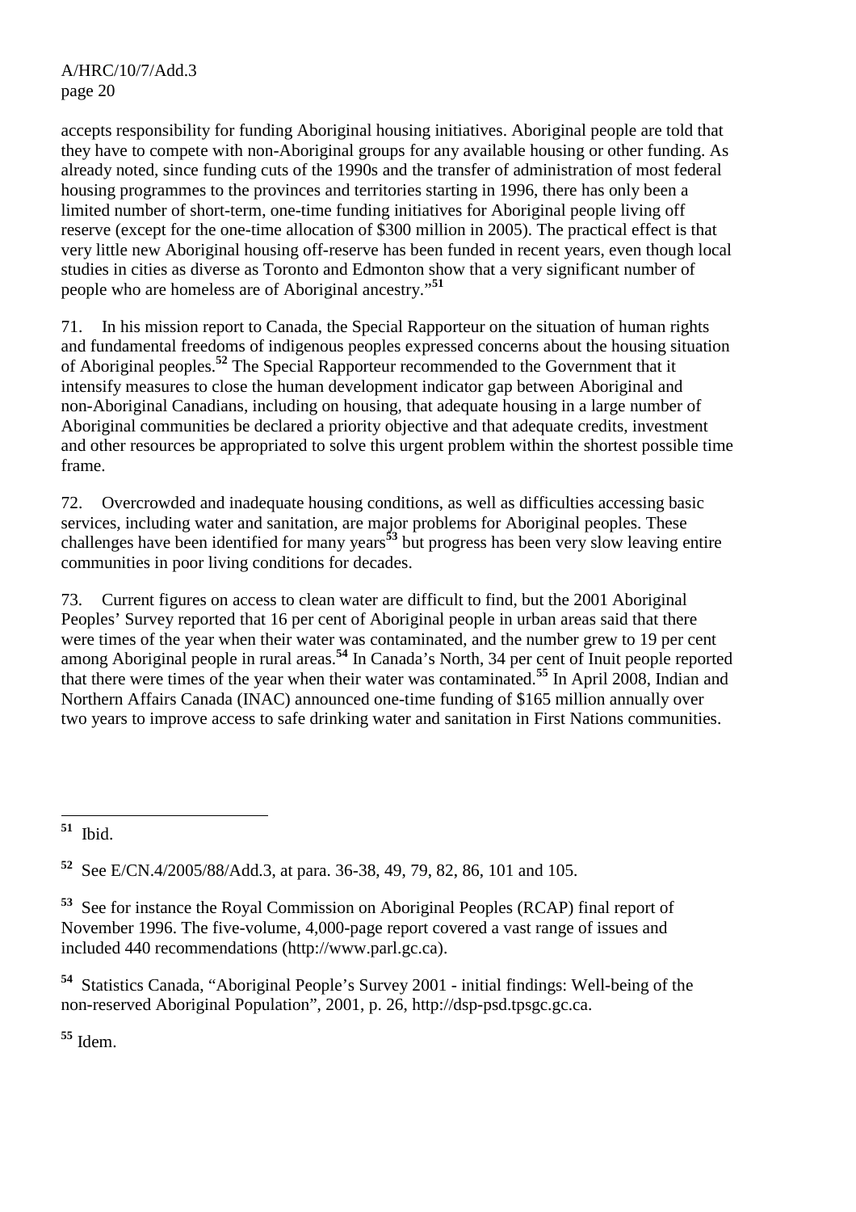accepts responsibility for funding Aboriginal housing initiatives. Aboriginal people are told that they have to compete with non-Aboriginal groups for any available housing or other funding. As already noted, since funding cuts of the 1990s and the transfer of administration of most federal housing programmes to the provinces and territories starting in 1996, there has only been a limited number of short-term, one-time funding initiatives for Aboriginal people living off reserve (except for the one-time allocation of $300 million in 2005). The practical effect is that very little new Aboriginal housing off-reserve has been funded in recent years, even though local studies in cities as diverse as Toronto and Edmonton show that a very significant number of people who are homeless are of Aboriginal ancestry."[51]

71. In his mission report to Canada, the Special Rapporteur on the situation of human rights and fundamental freedoms of indigenous peoples expressed concerns about the housing situation of Aboriginal peoples.[52] The Special Rapporteur recommended to the Government that it intensify measures to close the human development indicator gap between Aboriginal and non-Aboriginal Canadians, including on housing, that adequate housing in a large number of Aboriginal communities be declared a priority objective and that adequate credits, investment and other resources be appropriated to solve this urgent problem within the shortest possible time frame.

72. Overcrowded and inadequate housing conditions, as well as difficulties accessing basic services, including water and sanitation, are major problems for Aboriginal peoples. These challenges have been identified for many years[53] but progress has been very slow leaving entire communities in poor living conditions for decades.

73. Current figures on access to clean water are difficult to find, but the 2001 Aboriginal Peoples' Survey reported that 16 per cent of Aboriginal people in urban areas said that there were times of the year when their water was contaminated, and the number grew to 19 per cent among Aboriginal people in rural areas.[54] In Canada's North, 34 per cent of Inuit people reported that there were times of the year when their water was contaminated.[55] In April 2008, Indian and Northern Affairs Canada (INAC) announced one-time funding of $165 million annually over two years to improve access to safe drinking water and sanitation in First Nations communities.

---

[51] Ibid.

[52] See E/CN.4/2005/88/Add.3, at para. 36-38, 49, 79, 82, 86, 101 and 105.

[53] See for instance the Royal Commission on Aboriginal Peoples (RCAP) final report of November 1996. The five-volume, 4,000-page report covered a vast range of issues and included 440 recommendations (http://www.parl.gc.ca).

[54] Statistics Canada, "Aboriginal People's Survey 2001 - initial findings: Well-being of the non-reserved Aboriginal Population", 2001, p. 26, http://dsp-psd.tpsgc.gc.ca.

[55] Idem.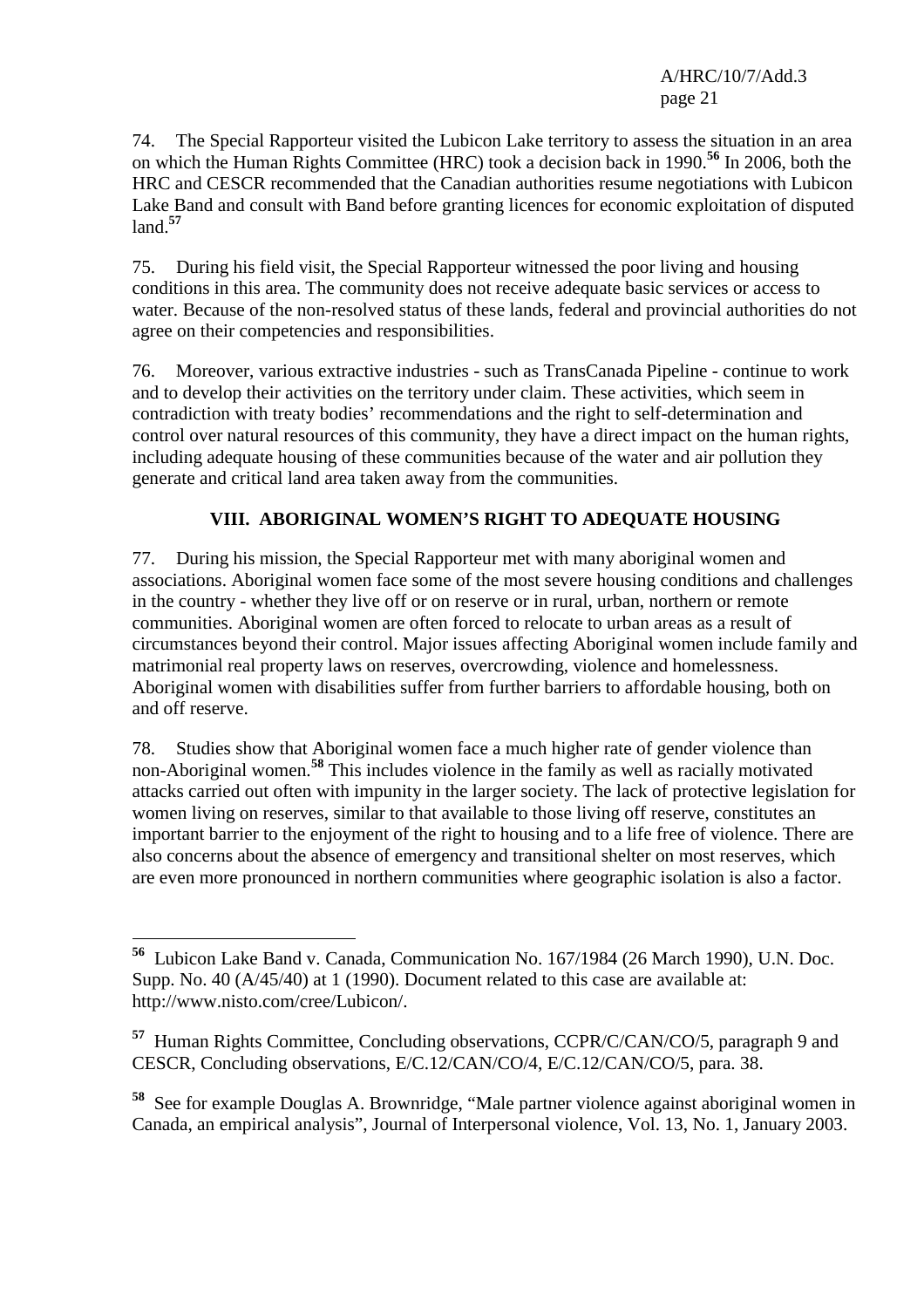74. The Special Rapporteur visited the Lubicon Lake territory to assess the situation in an area on which the Human Rights Committee (HRC) took a decision back in 1990.[56] In 2006, both the HRC and CESCR recommended that the Canadian authorities resume negotiations with Lubicon Lake Band and consult with Band before granting licences for economic exploitation of disputed land.[57]

75. During his field visit, the Special Rapporteur witnessed the poor living and housing conditions in this area. The community does not receive adequate basic services or access to water. Because of the non-resolved status of these lands, federal and provincial authorities do not agree on their competencies and responsibilities.

76. Moreover, various extractive industries - such as TransCanada Pipeline - continue to work and to develop their activities on the territory under claim. These activities, which seem in contradiction with treaty bodies' recommendations and the right to self-determination and control over natural resources of this community, they have a direct impact on the human rights, including adequate housing of these communities because of the water and air pollution they generate and critical land area taken away from the communities.

## VIII. ABORIGINAL WOMEN'S RIGHT TO ADEQUATE HOUSING

77. During his mission, the Special Rapporteur met with many aboriginal women and associations. Aboriginal women face some of the most severe housing conditions and challenges in the country - whether they live off or on reserve or in rural, urban, northern or remote communities. Aboriginal women are often forced to relocate to urban areas as a result of circumstances beyond their control. Major issues affecting Aboriginal women include family and matrimonial real property laws on reserves, overcrowding, violence and homelessness. Aboriginal women with disabilities suffer from further barriers to affordable housing, both on and off reserve.

78. Studies show that Aboriginal women face a much higher rate of gender violence than non-Aboriginal women.[58] This includes violence in the family as well as racially motivated attacks carried out often with impunity in the larger society. The lack of protective legislation for women living on reserves, similar to that available to those living off reserve, constitutes an important barrier to the enjoyment of the right to housing and to a life free of violence. There are also concerns about the absence of emergency and transitional shelter on most reserves, which are even more pronounced in northern communities where geographic isolation is also a factor.

---

[56] Lubicon Lake Band v. Canada, Communication No. 167/1984 (26 March 1990), U.N. Doc. Supp. No. 40 (A/45/40) at 1 (1990). Document related to this case are available at: http://www.nisto.com/cree/Lubicon/.

[57] Human Rights Committee, Concluding observations, CCPR/C/CAN/CO/5, paragraph 9 and CESCR, Concluding observations, E/C.12/CAN/CO/4, E/C.12/CAN/CO/5, para. 38.

[58] See for example Douglas A. Brownridge, "Male partner violence against aboriginal women in Canada, an empirical analysis", Journal of Interpersonal violence, Vol. 13, No. 1, January 2003.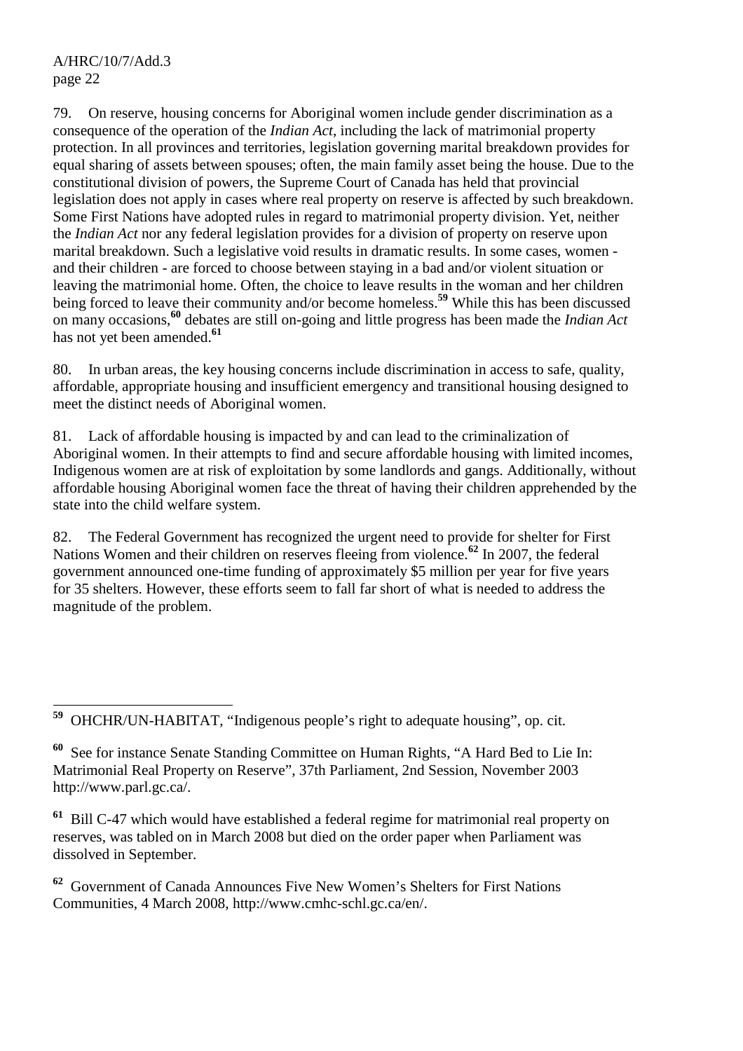79. On reserve, housing concerns for Aboriginal women include gender discrimination as a consequence of the operation of the *Indian Act*, including the lack of matrimonial property protection. In all provinces and territories, legislation governing marital breakdown provides for equal sharing of assets between spouses; often, the main family asset being the house. Due to the constitutional division of powers, the Supreme Court of Canada has held that provincial legislation does not apply in cases where real property on reserve is affected by such breakdown. Some First Nations have adopted rules in regard to matrimonial property division. Yet, neither the *Indian Act* nor any federal legislation provides for a division of property on reserve upon marital breakdown. Such a legislative void results in dramatic results. In some cases, women - and their children - are forced to choose between staying in a bad and/or violent situation or leaving the matrimonial home. Often, the choice to leave results in the woman and her children being forced to leave their community and/or become homeless.[59] While this has been discussed on many occasions,[60] debates are still on-going and little progress has been made the *Indian Act* has not yet been amended.[61]

80. In urban areas, the key housing concerns include discrimination in access to safe, quality, affordable, appropriate housing and insufficient emergency and transitional housing designed to meet the distinct needs of Aboriginal women.

81. Lack of affordable housing is impacted by and can lead to the criminalization of Aboriginal women. In their attempts to find and secure affordable housing with limited incomes, Indigenous women are at risk of exploitation by some landlords and gangs. Additionally, without affordable housing Aboriginal women face the threat of having their children apprehended by the state into the child welfare system.

82. The Federal Government has recognized the urgent need to provide for shelter for First Nations Women and their children on reserves fleeing from violence.[62] In 2007, the federal government announced one-time funding of approximately $5 million per year for five years for 35 shelters. However, these efforts seem to fall far short of what is needed to address the magnitude of the problem.

---

[59] OHCHR/UN-HABITAT, "Indigenous people's right to adequate housing", op. cit.

[60] See for instance Senate Standing Committee on Human Rights, "A Hard Bed to Lie In: Matrimonial Real Property on Reserve", 37th Parliament, 2nd Session, November 2003 http://www.parl.gc.ca/.

[61] Bill C-47 which would have established a federal regime for matrimonial real property on reserves, was tabled on in March 2008 but died on the order paper when Parliament was dissolved in September.

[62] Government of Canada Announces Five New Women's Shelters for First Nations Communities, 4 March 2008, http://www.cmhc-schl.gc.ca/en/.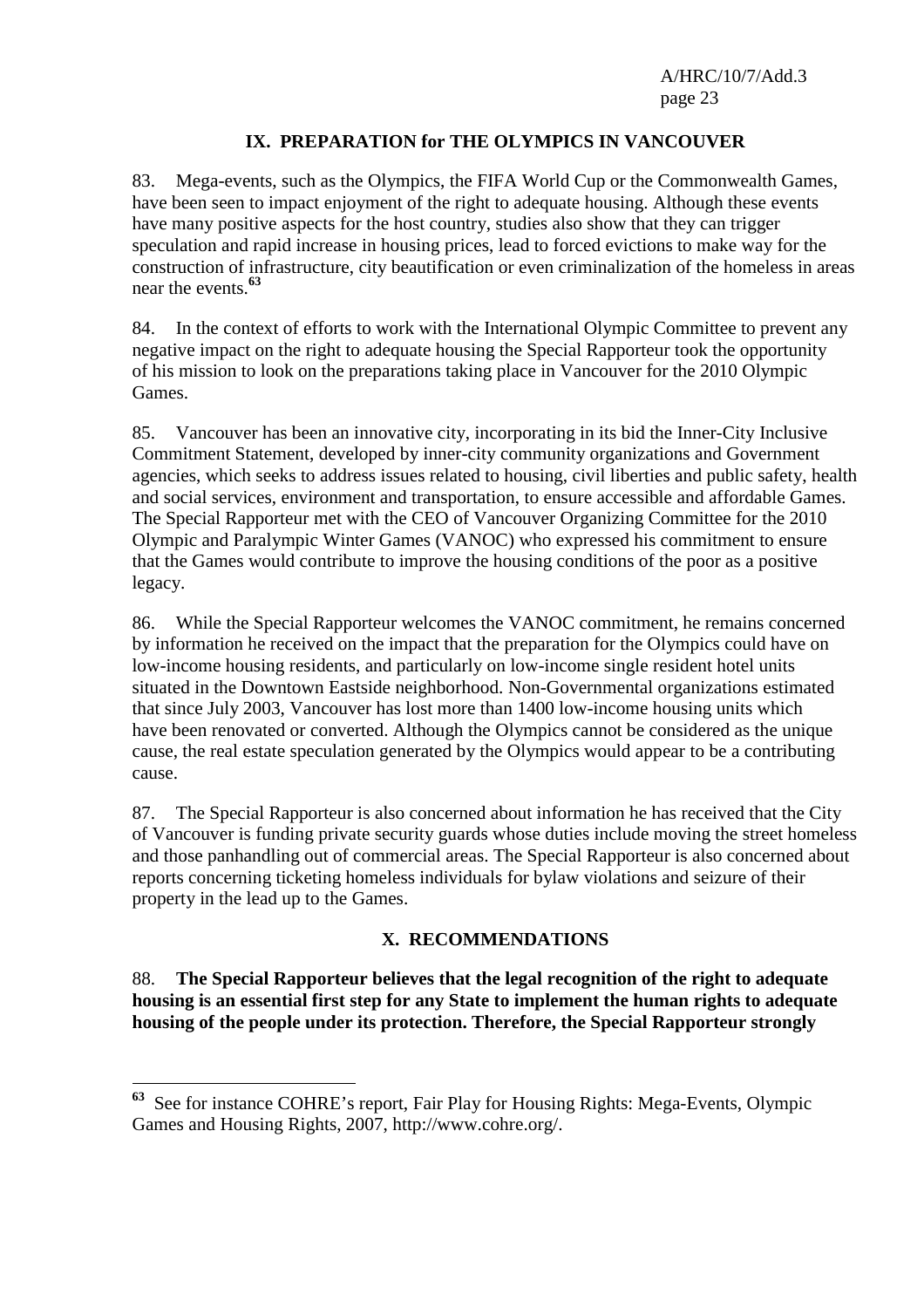## IX. PREPARATION for THE OLYMPICS IN VANCOUVER

83. Mega-events, such as the Olympics, the FIFA World Cup or the Commonwealth Games, have been seen to impact enjoyment of the right to adequate housing. Although these events have many positive aspects for the host country, studies also show that they can trigger speculation and rapid increase in housing prices, lead to forced evictions to make way for the construction of infrastructure, city beautification or even criminalization of the homeless in areas near the events.[63]

84. In the context of efforts to work with the International Olympic Committee to prevent any negative impact on the right to adequate housing the Special Rapporteur took the opportunity of his mission to look on the preparations taking place in Vancouver for the 2010 Olympic Games.

85. Vancouver has been an innovative city, incorporating in its bid the Inner-City Inclusive Commitment Statement, developed by inner-city community organizations and Government agencies, which seeks to address issues related to housing, civil liberties and public safety, health and social services, environment and transportation, to ensure accessible and affordable Games. The Special Rapporteur met with the CEO of Vancouver Organizing Committee for the 2010 Olympic and Paralympic Winter Games (VANOC) who expressed his commitment to ensure that the Games would contribute to improve the housing conditions of the poor as a positive legacy.

86. While the Special Rapporteur welcomes the VANOC commitment, he remains concerned by information he received on the impact that the preparation for the Olympics could have on low-income housing residents, and particularly on low-income single resident hotel units situated in the Downtown Eastside neighborhood. Non-Governmental organizations estimated that since July 2003, Vancouver has lost more than 1400 low-income housing units which have been renovated or converted. Although the Olympics cannot be considered as the unique cause, the real estate speculation generated by the Olympics would appear to be a contributing cause.

87. The Special Rapporteur is also concerned about information he has received that the City of Vancouver is funding private security guards whose duties include moving the street homeless and those panhandling out of commercial areas. The Special Rapporteur is also concerned about reports concerning ticketing homeless individuals for bylaw violations and seizure of their property in the lead up to the Games.

## X. RECOMMENDATIONS

88. **The Special Rapporteur believes that the legal recognition of the right to adequate housing is an essential first step for any State to implement the human rights to adequate housing of the people under its protection. Therefore, the Special Rapporteur strongly**

---

[63] See for instance COHRE's report, Fair Play for Housing Rights: Mega-Events, Olympic Games and Housing Rights, 2007, http://www.cohre.org/.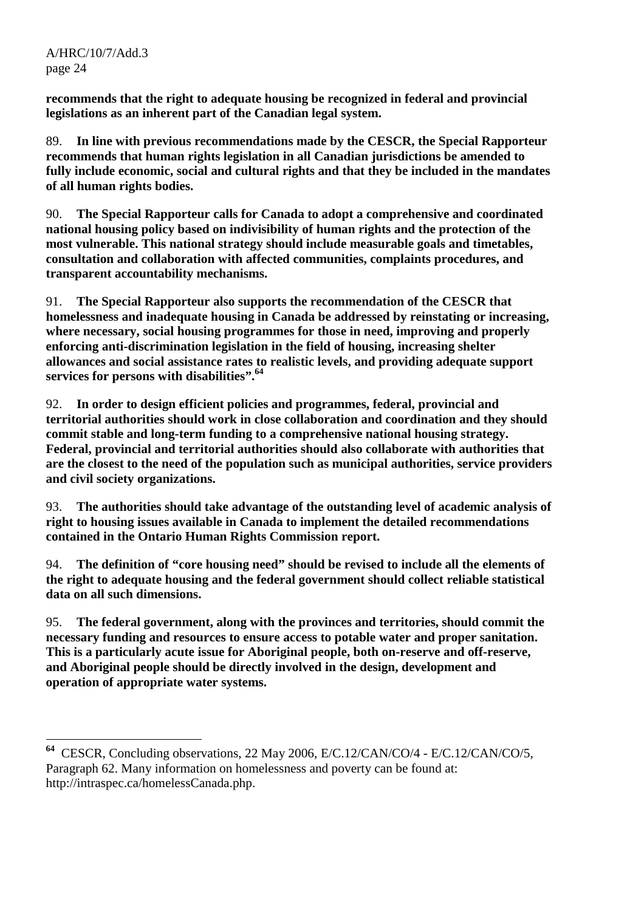**recommends that the right to adequate housing be recognized in federal and provincial legislations as an inherent part of the Canadian legal system.**

89. **In line with previous recommendations made by the CESCR, the Special Rapporteur recommends that human rights legislation in all Canadian jurisdictions be amended to fully include economic, social and cultural rights and that they be included in the mandates of all human rights bodies.**

90. **The Special Rapporteur calls for Canada to adopt a comprehensive and coordinated national housing policy based on indivisibility of human rights and the protection of the most vulnerable. This national strategy should include measurable goals and timetables, consultation and collaboration with affected communities, complaints procedures, and transparent accountability mechanisms.**

91. **The Special Rapporteur also supports the recommendation of the CESCR that homelessness and inadequate housing in Canada be addressed by reinstating or increasing, where necessary, social housing programmes for those in need, improving and properly enforcing anti-discrimination legislation in the field of housing, increasing shelter allowances and social assistance rates to realistic levels, and providing adequate support services for persons with disabilities".**[64]

92. **In order to design efficient policies and programmes, federal, provincial and territorial authorities should work in close collaboration and coordination and they should commit stable and long-term funding to a comprehensive national housing strategy. Federal, provincial and territorial authorities should also collaborate with authorities that are the closest to the need of the population such as municipal authorities, service providers and civil society organizations.**

93. **The authorities should take advantage of the outstanding level of academic analysis of right to housing issues available in Canada to implement the detailed recommendations contained in the Ontario Human Rights Commission report.**

94. **The definition of "core housing need" should be revised to include all the elements of the right to adequate housing and the federal government should collect reliable statistical data on all such dimensions.**

95. **The federal government, along with the provinces and territories, should commit the necessary funding and resources to ensure access to potable water and proper sanitation. This is a particularly acute issue for Aboriginal people, both on-reserve and off-reserve, and Aboriginal people should be directly involved in the design, development and operation of appropriate water systems.**

---

[64] CESCR, Concluding observations, 22 May 2006, E/C.12/CAN/CO/4 - E/C.12/CAN/CO/5, Paragraph 62. Many information on homelessness and poverty can be found at: http://intraspec.ca/homelessCanada.php.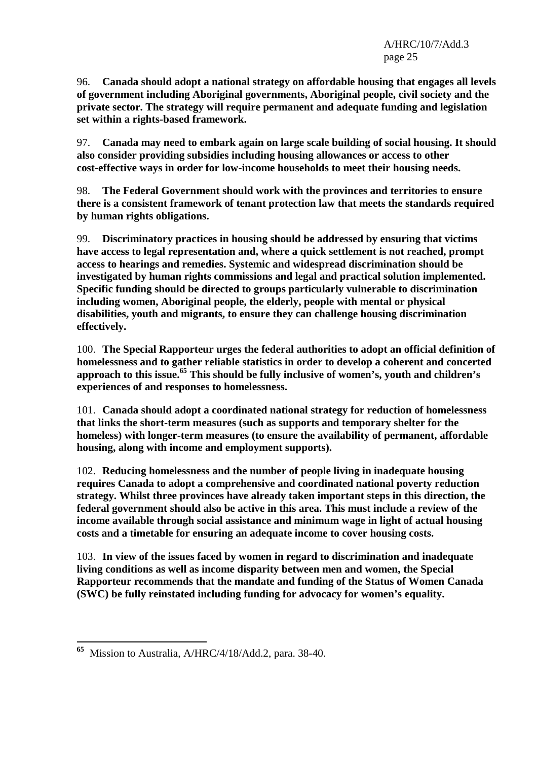96. **Canada should adopt a national strategy on affordable housing that engages all levels of government including Aboriginal governments, Aboriginal people, civil society and the private sector. The strategy will require permanent and adequate funding and legislation set within a rights-based framework.**

97. **Canada may need to embark again on large scale building of social housing. It should also consider providing subsidies including housing allowances or access to other cost-effective ways in order for low-income households to meet their housing needs.**

98. **The Federal Government should work with the provinces and territories to ensure there is a consistent framework of tenant protection law that meets the standards required by human rights obligations.**

99. **Discriminatory practices in housing should be addressed by ensuring that victims have access to legal representation and, where a quick settlement is not reached, prompt access to hearings and remedies. Systemic and widespread discrimination should be investigated by human rights commissions and legal and practical solution implemented. Specific funding should be directed to groups particularly vulnerable to discrimination including women, Aboriginal people, the elderly, people with mental or physical disabilities, youth and migrants, to ensure they can challenge housing discrimination effectively.**

100. **The Special Rapporteur urges the federal authorities to adopt an official definition of homelessness and to gather reliable statistics in order to develop a coherent and concerted approach to this issue.[65] This should be fully inclusive of women's, youth and children's experiences of and responses to homelessness.**

101. **Canada should adopt a coordinated national strategy for reduction of homelessness that links the short-term measures (such as supports and temporary shelter for the homeless) with longer-term measures (to ensure the availability of permanent, affordable housing, along with income and employment supports).**

102. **Reducing homelessness and the number of people living in inadequate housing requires Canada to adopt a comprehensive and coordinated national poverty reduction strategy. Whilst three provinces have already taken important steps in this direction, the federal government should also be active in this area. This must include a review of the income available through social assistance and minimum wage in light of actual housing costs and a timetable for ensuring an adequate income to cover housing costs.**

103. **In view of the issues faced by women in regard to discrimination and inadequate living conditions as well as income disparity between men and women, the Special Rapporteur recommends that the mandate and funding of the Status of Women Canada (SWC) be fully reinstated including funding for advocacy for women's equality.**

---

[65] Mission to Australia, A/HRC/4/18/Add.2, para. 38-40.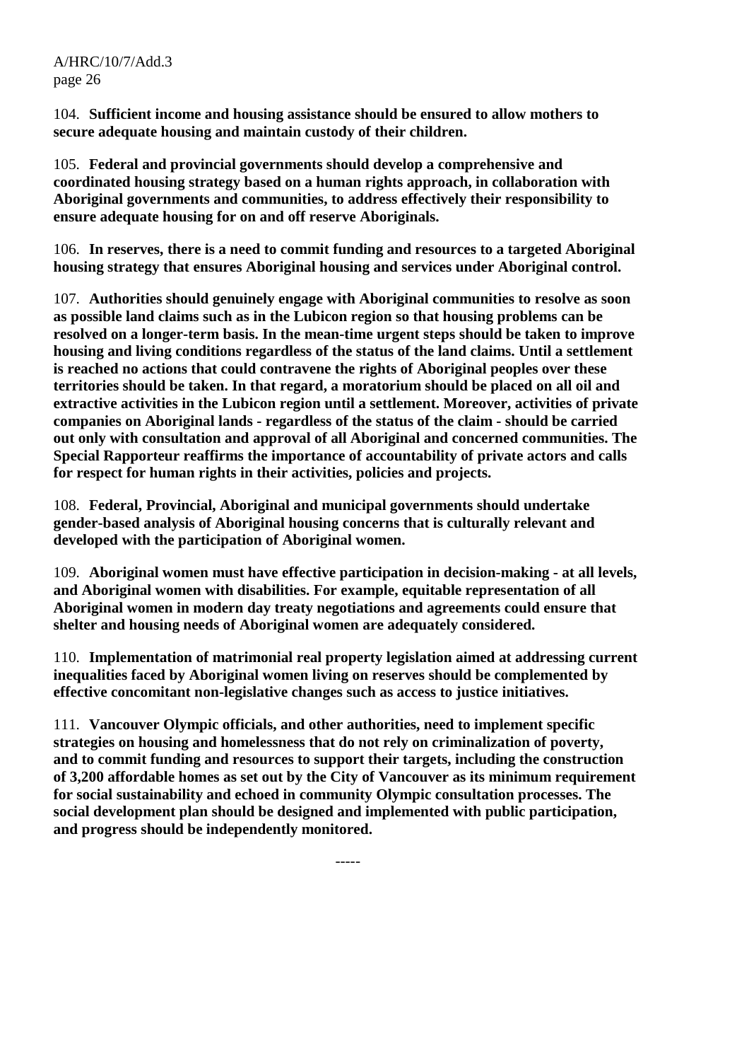104. **Sufficient income and housing assistance should be ensured to allow mothers to secure adequate housing and maintain custody of their children.**

105. **Federal and provincial governments should develop a comprehensive and coordinated housing strategy based on a human rights approach, in collaboration with Aboriginal governments and communities, to address effectively their responsibility to ensure adequate housing for on and off reserve Aboriginals.**

106. **In reserves, there is a need to commit funding and resources to a targeted Aboriginal housing strategy that ensures Aboriginal housing and services under Aboriginal control.**

107. **Authorities should genuinely engage with Aboriginal communities to resolve as soon as possible land claims such as in the Lubicon region so that housing problems can be resolved on a longer-term basis. In the mean-time urgent steps should be taken to improve housing and living conditions regardless of the status of the land claims. Until a settlement is reached no actions that could contravene the rights of Aboriginal peoples over these territories should be taken. In that regard, a moratorium should be placed on all oil and extractive activities in the Lubicon region until a settlement. Moreover, activities of private companies on Aboriginal lands - regardless of the status of the claim - should be carried out only with consultation and approval of all Aboriginal and concerned communities. The Special Rapporteur reaffirms the importance of accountability of private actors and calls for respect for human rights in their activities, policies and projects.**

108. **Federal, Provincial, Aboriginal and municipal governments should undertake gender-based analysis of Aboriginal housing concerns that is culturally relevant and developed with the participation of Aboriginal women.**

109. **Aboriginal women must have effective participation in decision-making - at all levels, and Aboriginal women with disabilities. For example, equitable representation of all Aboriginal women in modern day treaty negotiations and agreements could ensure that shelter and housing needs of Aboriginal women are adequately considered.**

110. **Implementation of matrimonial real property legislation aimed at addressing current inequalities faced by Aboriginal women living on reserves should be complemented by effective concomitant non-legislative changes such as access to justice initiatives.**

111. **Vancouver Olympic officials, and other authorities, need to implement specific strategies on housing and homelessness that do not rely on criminalization of poverty, and to commit funding and resources to support their targets, including the construction of 3,200 affordable homes as set out by the City of Vancouver as its minimum requirement for social sustainability and echoed in community Olympic consultation processes. The social development plan should be designed and implemented with public participation, and progress should be independently monitored.**

-----